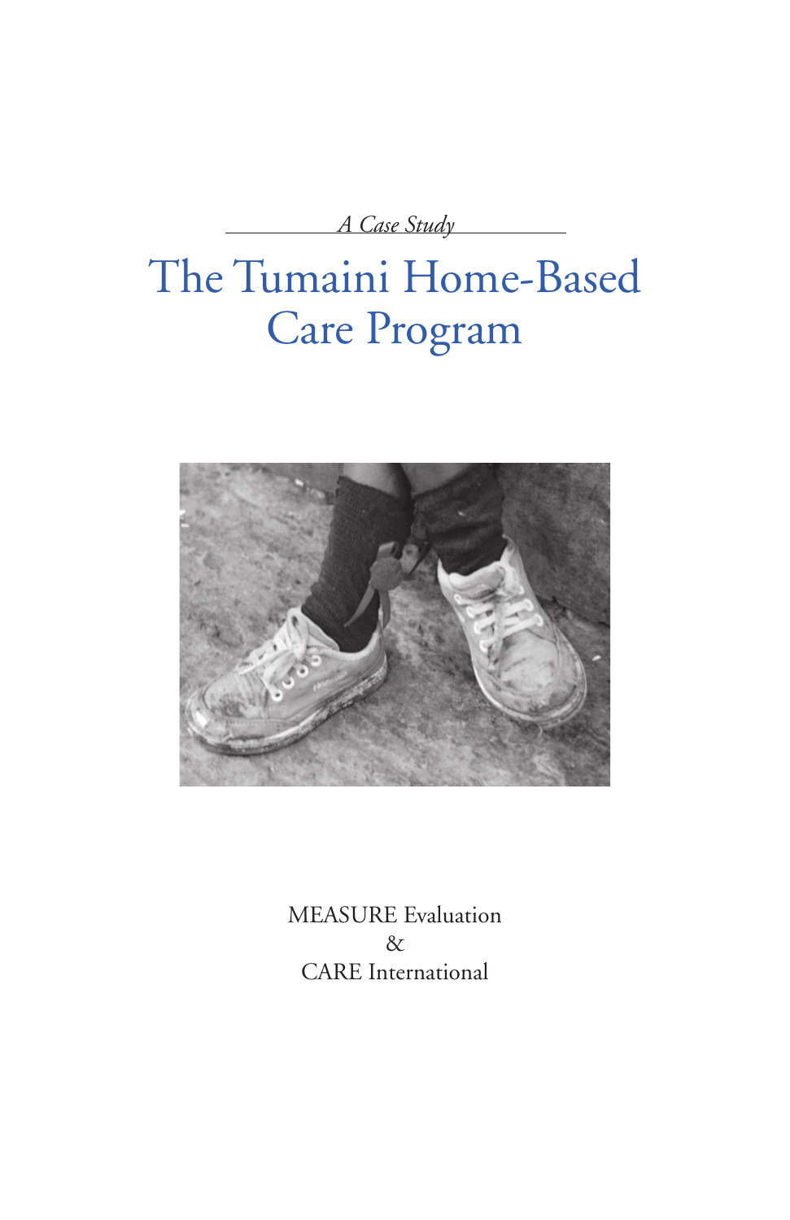*A Case Study*

# The Tumaini Home-Based Care Program

MEASURE Evaluation
&
CARE International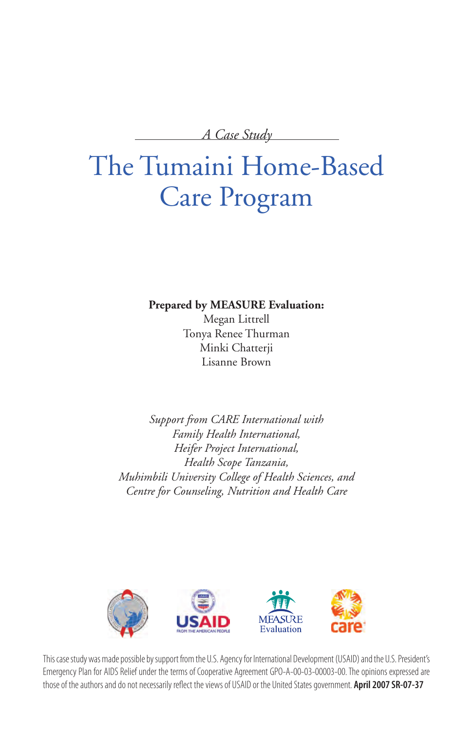*A Case Study*

# The Tumaini Home-Based Care Program

**Prepared by MEASURE Evaluation:**
Megan Littrell
Tonya Renee Thurman
Minki Chatterji
Lisanne Brown

*Support from CARE International with*
*Family Health International,*
*Heifer Project International,*
*Health Scope Tanzania,*
*Muhimbili University College of Health Sciences, and*
*Centre for Counseling, Nutrition and Health Care*

This case study was made possible by support from the U.S. Agency for International Development (USAID) and the U.S. President's Emergency Plan for AIDS Relief under the terms of Cooperative Agreement GPO-A-00-03-00003-00. The opinions expressed are those of the authors and do not necessarily reflect the views of USAID or the United States government. **April 2007 SR-07-37**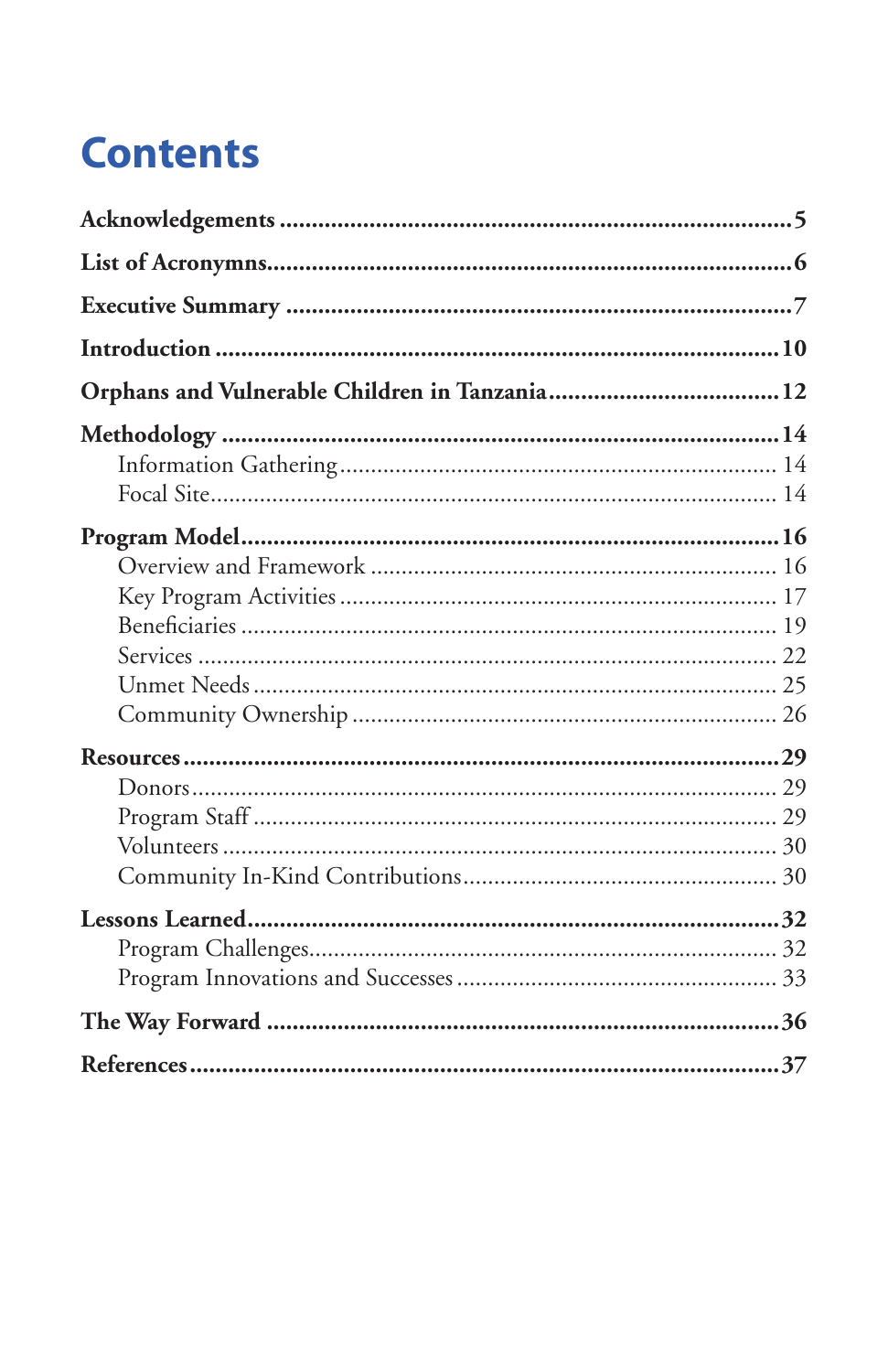# Contents

**Acknowledgements** .......... **5**

**List of Acronymns** .......... **6**

**Executive Summary** .......... **7**

**Introduction** .......... **10**

**Orphans and Vulnerable Children in Tanzania** .......... **12**

**Methodology** .......... **14**
- Information Gathering .......... 14
- Focal Site .......... 14

**Program Model** .......... **16**
- Overview and Framework .......... 16
- Key Program Activities .......... 17
- Beneficiaries .......... 19
- Services .......... 22
- Unmet Needs .......... 25
- Community Ownership .......... 26

**Resources** .......... **29**
- Donors .......... 29
- Program Staff .......... 29
- Volunteers .......... 30
- Community In-Kind Contributions .......... 30

**Lessons Learned** .......... **32**
- Program Challenges .......... 32
- Program Innovations and Successes .......... 33

**The Way Forward** .......... **36**

**References** .......... **37**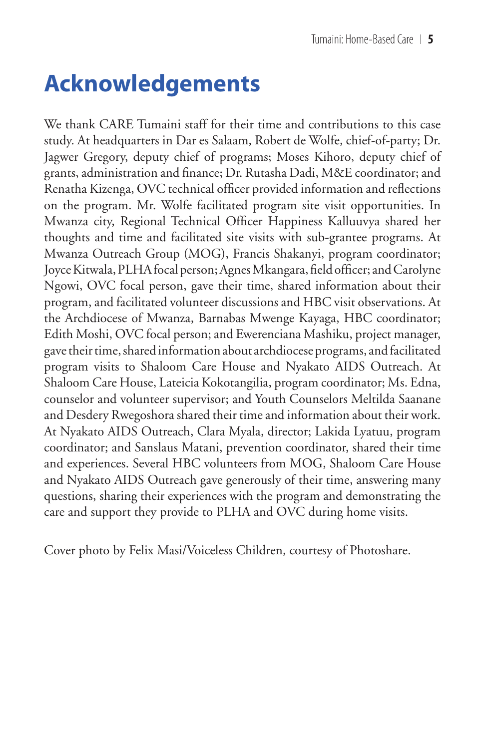# Acknowledgements

We thank CARE Tumaini staff for their time and contributions to this case study. At headquarters in Dar es Salaam, Robert de Wolfe, chief-of-party; Dr. Jagwer Gregory, deputy chief of programs; Moses Kihoro, deputy chief of grants, administration and finance; Dr. Rutasha Dadi, M&E coordinator; and Renatha Kizenga, OVC technical officer provided information and reflections on the program. Mr. Wolfe facilitated program site visit opportunities. In Mwanza city, Regional Technical Officer Happiness Kalluuvya shared her thoughts and time and facilitated site visits with sub-grantee programs. At Mwanza Outreach Group (MOG), Francis Shakanyi, program coordinator; Joyce Kitwala, PLHA focal person; Agnes Mkangara, field officer; and Carolyne Ngowi, OVC focal person, gave their time, shared information about their program, and facilitated volunteer discussions and HBC visit observations. At the Archdiocese of Mwanza, Barnabas Mwenge Kayaga, HBC coordinator; Edith Moshi, OVC focal person; and Ewerenciana Mashiku, project manager, gave their time, shared information about archdiocese programs, and facilitated program visits to Shaloom Care House and Nyakato AIDS Outreach. At Shaloom Care House, Lateicia Kokotangilia, program coordinator; Ms. Edna, counselor and volunteer supervisor; and Youth Counselors Meltilda Saanane and Desdery Rwegoshora shared their time and information about their work. At Nyakato AIDS Outreach, Clara Myala, director; Lakida Lyatuu, program coordinator; and Sanslaus Matani, prevention coordinator, shared their time and experiences. Several HBC volunteers from MOG, Shaloom Care House and Nyakato AIDS Outreach gave generously of their time, answering many questions, sharing their experiences with the program and demonstrating the care and support they provide to PLHA and OVC during home visits.

Cover photo by Felix Masi/Voiceless Children, courtesy of Photoshare.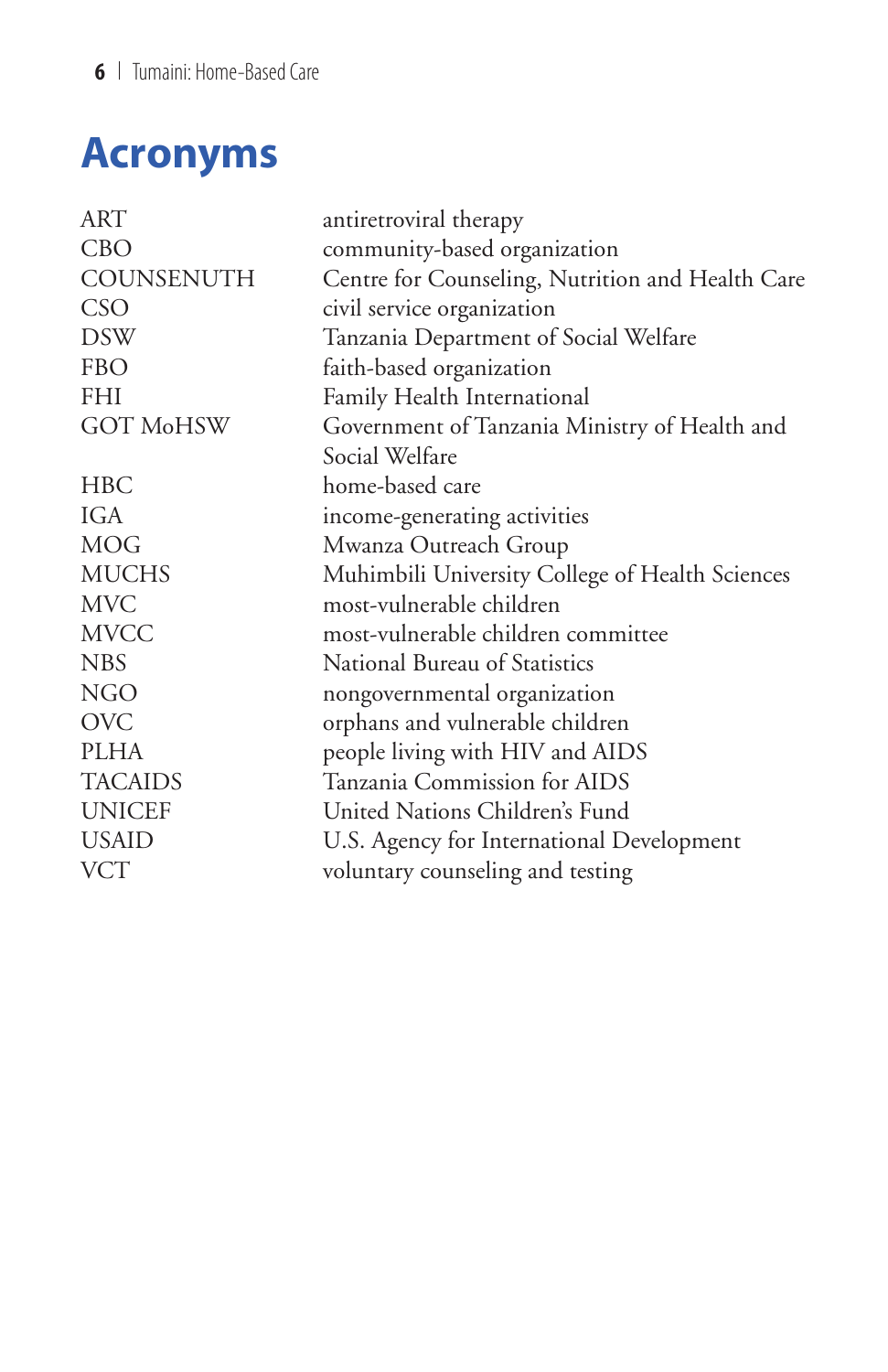# Acronyms

| | |
|---|---|
| ART | antiretroviral therapy |
| CBO | community-based organization |
| COUNSENUTH | Centre for Counseling, Nutrition and Health Care |
| CSO | civil service organization |
| DSW | Tanzania Department of Social Welfare |
| FBO | faith-based organization |
| FHI | Family Health International |
| GOT MoHSW | Government of Tanzania Ministry of Health and Social Welfare |
| HBC | home-based care |
| IGA | income-generating activities |
| MOG | Mwanza Outreach Group |
| MUCHS | Muhimbili University College of Health Sciences |
| MVC | most-vulnerable children |
| MVCC | most-vulnerable children committee |
| NBS | National Bureau of Statistics |
| NGO | nongovernmental organization |
| OVC | orphans and vulnerable children |
| PLHA | people living with HIV and AIDS |
| TACAIDS | Tanzania Commission for AIDS |
| UNICEF | United Nations Children's Fund |
| USAID | U.S. Agency for International Development |
| VCT | voluntary counseling and testing |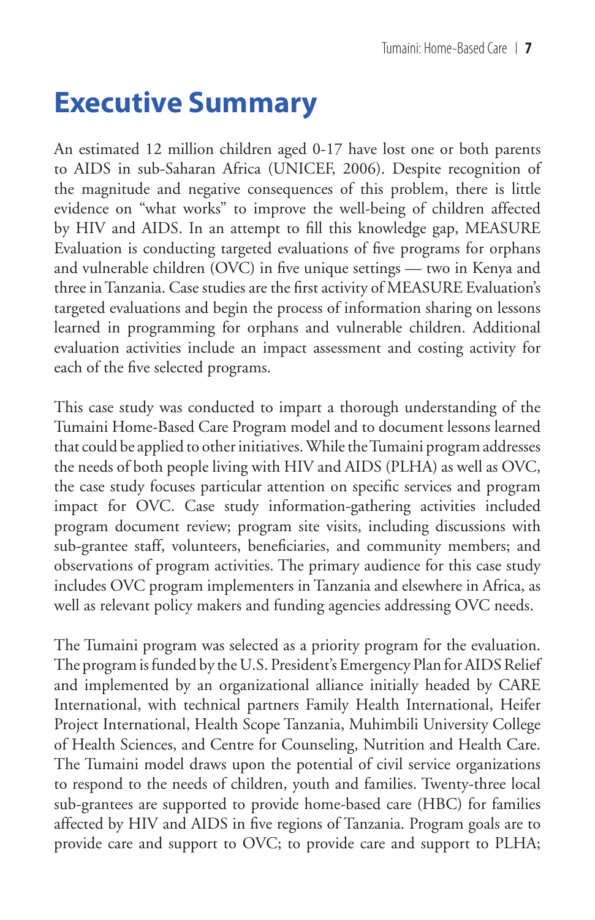# Executive Summary

An estimated 12 million children aged 0-17 have lost one or both parents to AIDS in sub-Saharan Africa (UNICEF, 2006). Despite recognition of the magnitude and negative consequences of this problem, there is little evidence on "what works" to improve the well-being of children affected by HIV and AIDS. In an attempt to fill this knowledge gap, MEASURE Evaluation is conducting targeted evaluations of five programs for orphans and vulnerable children (OVC) in five unique settings — two in Kenya and three in Tanzania. Case studies are the first activity of MEASURE Evaluation's targeted evaluations and begin the process of information sharing on lessons learned in programming for orphans and vulnerable children. Additional evaluation activities include an impact assessment and costing activity for each of the five selected programs.

This case study was conducted to impart a thorough understanding of the Tumaini Home-Based Care Program model and to document lessons learned that could be applied to other initiatives. While the Tumaini program addresses the needs of both people living with HIV and AIDS (PLHA) as well as OVC, the case study focuses particular attention on specific services and program impact for OVC. Case study information-gathering activities included program document review; program site visits, including discussions with sub-grantee staff, volunteers, beneficiaries, and community members; and observations of program activities. The primary audience for this case study includes OVC program implementers in Tanzania and elsewhere in Africa, as well as relevant policy makers and funding agencies addressing OVC needs.

The Tumaini program was selected as a priority program for the evaluation. The program is funded by the U.S. President's Emergency Plan for AIDS Relief and implemented by an organizational alliance initially headed by CARE International, with technical partners Family Health International, Heifer Project International, Health Scope Tanzania, Muhimbili University College of Health Sciences, and Centre for Counseling, Nutrition and Health Care. The Tumaini model draws upon the potential of civil service organizations to respond to the needs of children, youth and families. Twenty-three local sub-grantees are supported to provide home-based care (HBC) for families affected by HIV and AIDS in five regions of Tanzania. Program goals are to provide care and support to OVC; to provide care and support to PLHA;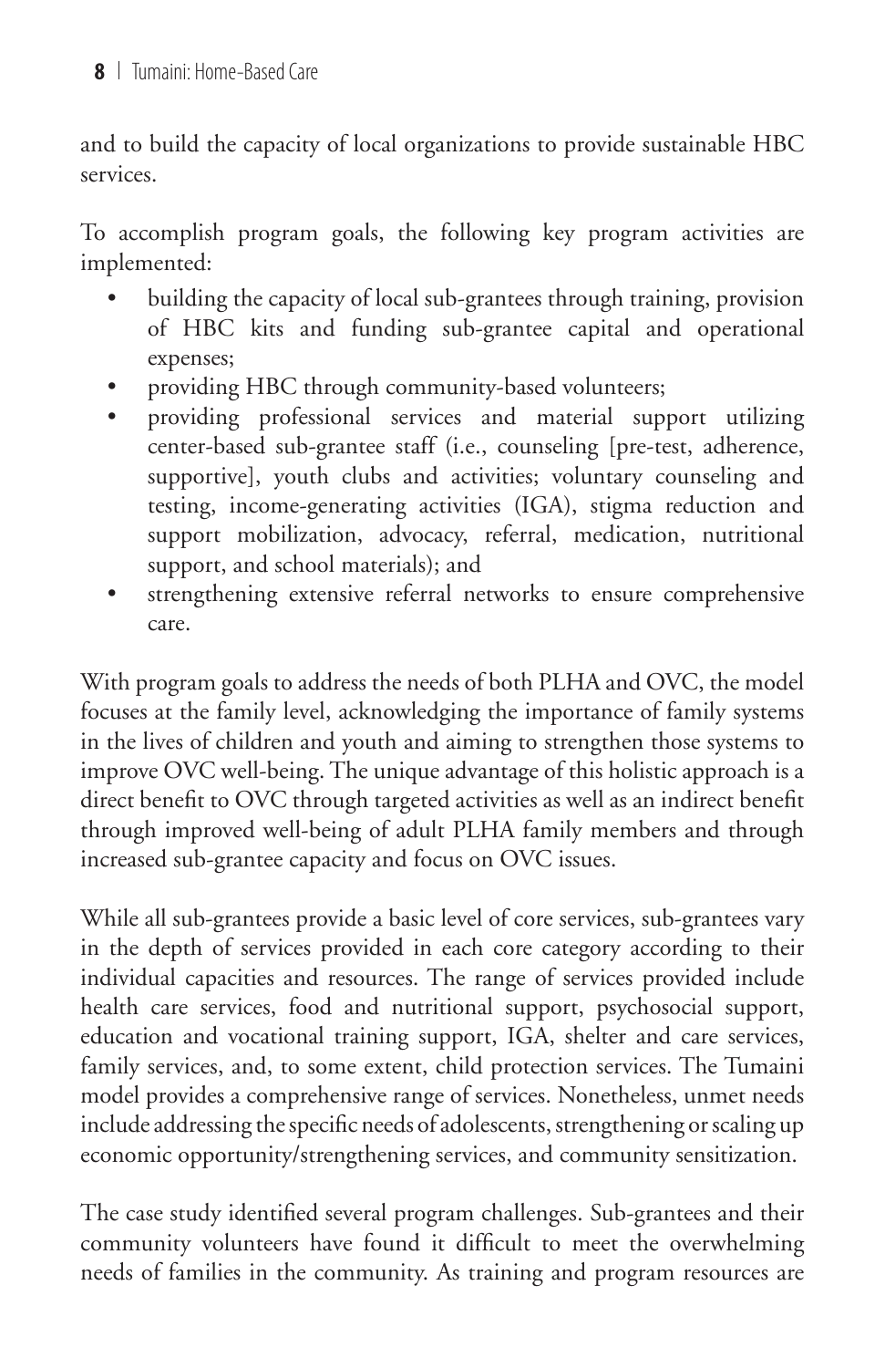and to build the capacity of local organizations to provide sustainable HBC services.

To accomplish program goals, the following key program activities are implemented:

- building the capacity of local sub-grantees through training, provision of HBC kits and funding sub-grantee capital and operational expenses;
- providing HBC through community-based volunteers;
- providing professional services and material support utilizing center-based sub-grantee staff (i.e., counseling [pre-test, adherence, supportive], youth clubs and activities; voluntary counseling and testing, income-generating activities (IGA), stigma reduction and support mobilization, advocacy, referral, medication, nutritional support, and school materials); and
- strengthening extensive referral networks to ensure comprehensive care.

With program goals to address the needs of both PLHA and OVC, the model focuses at the family level, acknowledging the importance of family systems in the lives of children and youth and aiming to strengthen those systems to improve OVC well-being. The unique advantage of this holistic approach is a direct benefit to OVC through targeted activities as well as an indirect benefit through improved well-being of adult PLHA family members and through increased sub-grantee capacity and focus on OVC issues.

While all sub-grantees provide a basic level of core services, sub-grantees vary in the depth of services provided in each core category according to their individual capacities and resources. The range of services provided include health care services, food and nutritional support, psychosocial support, education and vocational training support, IGA, shelter and care services, family services, and, to some extent, child protection services. The Tumaini model provides a comprehensive range of services. Nonetheless, unmet needs include addressing the specific needs of adolescents, strengthening or scaling up economic opportunity/strengthening services, and community sensitization.

The case study identified several program challenges. Sub-grantees and their community volunteers have found it difficult to meet the overwhelming needs of families in the community. As training and program resources are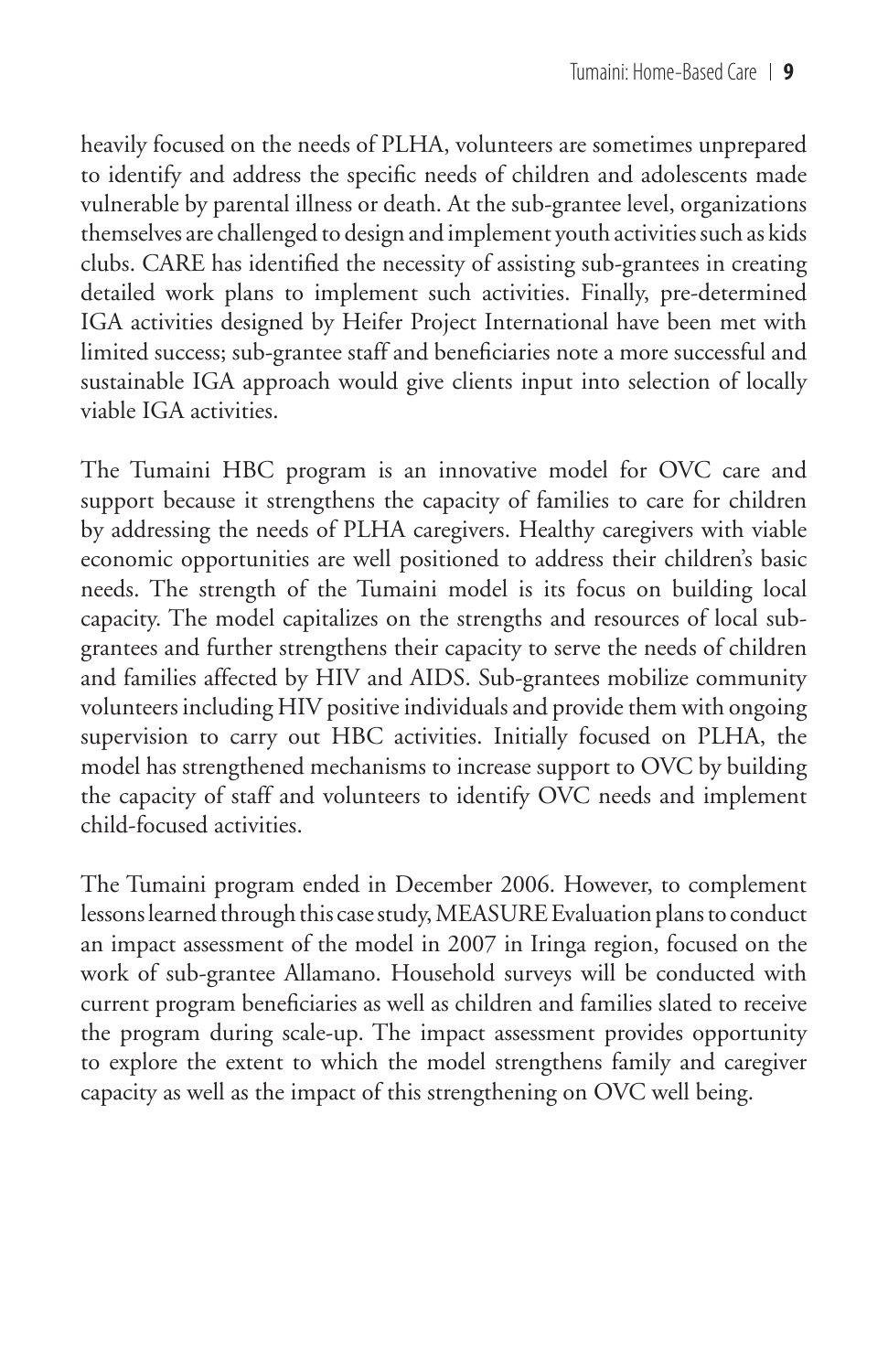heavily focused on the needs of PLHA, volunteers are sometimes unprepared to identify and address the specific needs of children and adolescents made vulnerable by parental illness or death. At the sub-grantee level, organizations themselves are challenged to design and implement youth activities such as kids clubs. CARE has identified the necessity of assisting sub-grantees in creating detailed work plans to implement such activities. Finally, pre-determined IGA activities designed by Heifer Project International have been met with limited success; sub-grantee staff and beneficiaries note a more successful and sustainable IGA approach would give clients input into selection of locally viable IGA activities.

The Tumaini HBC program is an innovative model for OVC care and support because it strengthens the capacity of families to care for children by addressing the needs of PLHA caregivers. Healthy caregivers with viable economic opportunities are well positioned to address their children's basic needs. The strength of the Tumaini model is its focus on building local capacity. The model capitalizes on the strengths and resources of local sub-grantees and further strengthens their capacity to serve the needs of children and families affected by HIV and AIDS. Sub-grantees mobilize community volunteers including HIV positive individuals and provide them with ongoing supervision to carry out HBC activities. Initially focused on PLHA, the model has strengthened mechanisms to increase support to OVC by building the capacity of staff and volunteers to identify OVC needs and implement child-focused activities.

The Tumaini program ended in December 2006. However, to complement lessons learned through this case study, MEASURE Evaluation plans to conduct an impact assessment of the model in 2007 in Iringa region, focused on the work of sub-grantee Allamano. Household surveys will be conducted with current program beneficiaries as well as children and families slated to receive the program during scale-up. The impact assessment provides opportunity to explore the extent to which the model strengthens family and caregiver capacity as well as the impact of this strengthening on OVC well being.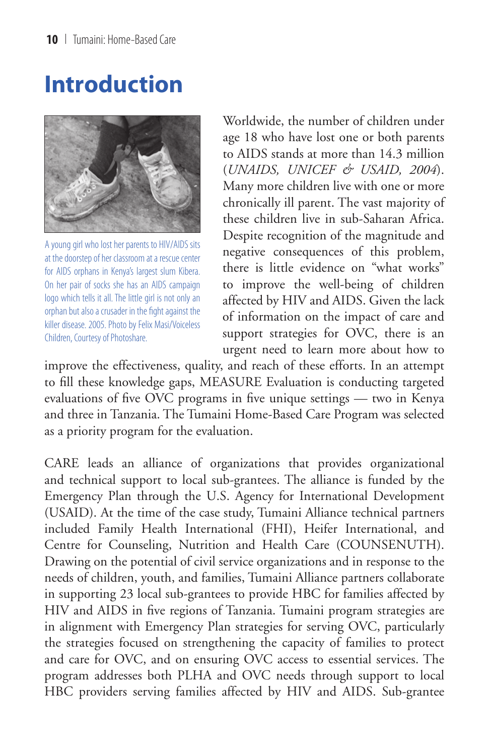# Introduction

A young girl who lost her parents to HIV/AIDS sits at the doorstep of her classroom at a rescue center for AIDS orphans in Kenya's largest slum Kibera. On her pair of socks she has an AIDS campaign logo which tells it all. The little girl is not only an orphan but also a crusader in the fight against the killer disease. 2005. Photo by Felix Masi/Voiceless Children, Courtesy of Photoshare.

Worldwide, the number of children under age 18 who have lost one or both parents to AIDS stands at more than 14.3 million (*UNAIDS, UNICEF & USAID, 2004*). Many more children live with one or more chronically ill parent. The vast majority of these children live in sub-Saharan Africa. Despite recognition of the magnitude and negative consequences of this problem, there is little evidence on "what works" to improve the well-being of children affected by HIV and AIDS. Given the lack of information on the impact of care and support strategies for OVC, there is an urgent need to learn more about how to improve the effectiveness, quality, and reach of these efforts. In an attempt to fill these knowledge gaps, MEASURE Evaluation is conducting targeted evaluations of five OVC programs in five unique settings — two in Kenya and three in Tanzania. The Tumaini Home-Based Care Program was selected as a priority program for the evaluation.

CARE leads an alliance of organizations that provides organizational and technical support to local sub-grantees. The alliance is funded by the Emergency Plan through the U.S. Agency for International Development (USAID). At the time of the case study, Tumaini Alliance technical partners included Family Health International (FHI), Heifer International, and Centre for Counseling, Nutrition and Health Care (COUNSENUTH). Drawing on the potential of civil service organizations and in response to the needs of children, youth, and families, Tumaini Alliance partners collaborate in supporting 23 local sub-grantees to provide HBC for families affected by HIV and AIDS in five regions of Tanzania. Tumaini program strategies are in alignment with Emergency Plan strategies for serving OVC, particularly the strategies focused on strengthening the capacity of families to protect and care for OVC, and on ensuring OVC access to essential services. The program addresses both PLHA and OVC needs through support to local HBC providers serving families affected by HIV and AIDS. Sub-grantee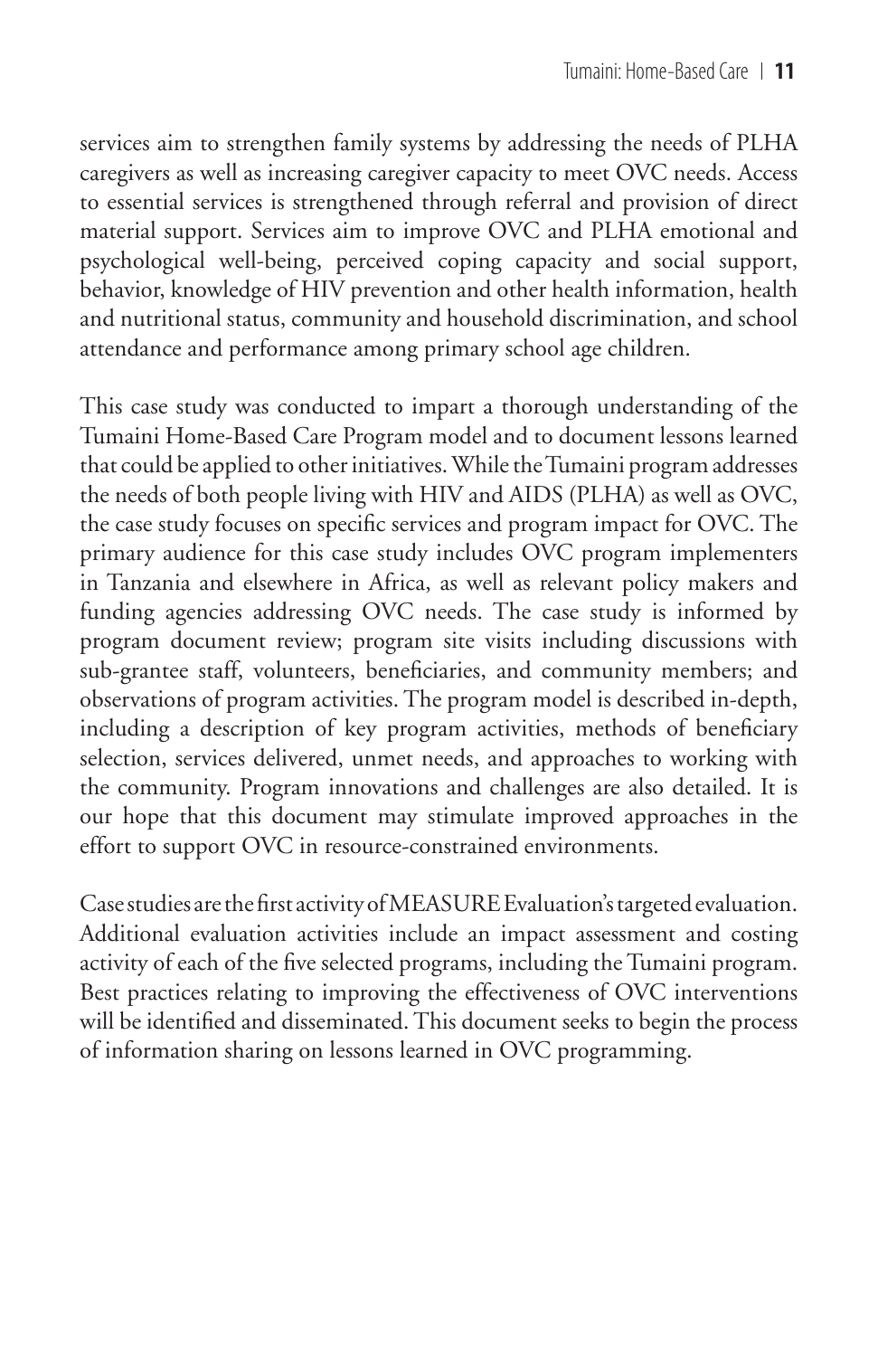services aim to strengthen family systems by addressing the needs of PLHA caregivers as well as increasing caregiver capacity to meet OVC needs. Access to essential services is strengthened through referral and provision of direct material support. Services aim to improve OVC and PLHA emotional and psychological well-being, perceived coping capacity and social support, behavior, knowledge of HIV prevention and other health information, health and nutritional status, community and household discrimination, and school attendance and performance among primary school age children.

This case study was conducted to impart a thorough understanding of the Tumaini Home-Based Care Program model and to document lessons learned that could be applied to other initiatives. While the Tumaini program addresses the needs of both people living with HIV and AIDS (PLHA) as well as OVC, the case study focuses on specific services and program impact for OVC. The primary audience for this case study includes OVC program implementers in Tanzania and elsewhere in Africa, as well as relevant policy makers and funding agencies addressing OVC needs. The case study is informed by program document review; program site visits including discussions with sub-grantee staff, volunteers, beneficiaries, and community members; and observations of program activities. The program model is described in-depth, including a description of key program activities, methods of beneficiary selection, services delivered, unmet needs, and approaches to working with the community. Program innovations and challenges are also detailed. It is our hope that this document may stimulate improved approaches in the effort to support OVC in resource-constrained environments.

Case studies are the first activity of MEASURE Evaluation's targeted evaluation. Additional evaluation activities include an impact assessment and costing activity of each of the five selected programs, including the Tumaini program. Best practices relating to improving the effectiveness of OVC interventions will be identified and disseminated. This document seeks to begin the process of information sharing on lessons learned in OVC programming.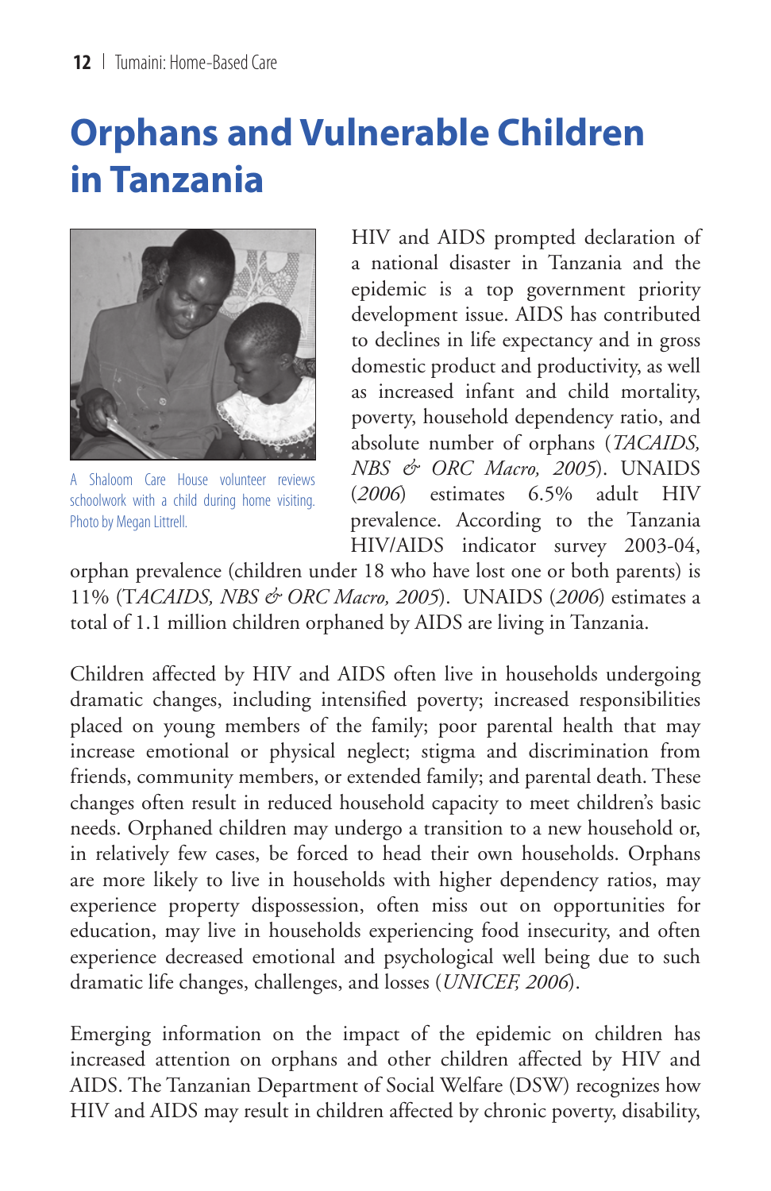# Orphans and Vulnerable Children in Tanzania

A Shaloom Care House volunteer reviews schoolwork with a child during home visiting. Photo by Megan Littrell.

HIV and AIDS prompted declaration of a national disaster in Tanzania and the epidemic is a top government priority development issue. AIDS has contributed to declines in life expectancy and in gross domestic product and productivity, as well as increased infant and child mortality, poverty, household dependency ratio, and absolute number of orphans (*TACAIDS, NBS & ORC Macro, 2005*). UNAIDS (*2006*) estimates 6.5% adult HIV prevalence. According to the Tanzania HIV/AIDS indicator survey 2003-04, orphan prevalence (children under 18 who have lost one or both parents) is 11% (T*ACAIDS, NBS & ORC Macro, 2005*). UNAIDS (*2006*) estimates a total of 1.1 million children orphaned by AIDS are living in Tanzania.

Children affected by HIV and AIDS often live in households undergoing dramatic changes, including intensified poverty; increased responsibilities placed on young members of the family; poor parental health that may increase emotional or physical neglect; stigma and discrimination from friends, community members, or extended family; and parental death. These changes often result in reduced household capacity to meet children's basic needs. Orphaned children may undergo a transition to a new household or, in relatively few cases, be forced to head their own households. Orphans are more likely to live in households with higher dependency ratios, may experience property dispossession, often miss out on opportunities for education, may live in households experiencing food insecurity, and often experience decreased emotional and psychological well being due to such dramatic life changes, challenges, and losses (*UNICEF, 2006*).

Emerging information on the impact of the epidemic on children has increased attention on orphans and other children affected by HIV and AIDS. The Tanzanian Department of Social Welfare (DSW) recognizes how HIV and AIDS may result in children affected by chronic poverty, disability,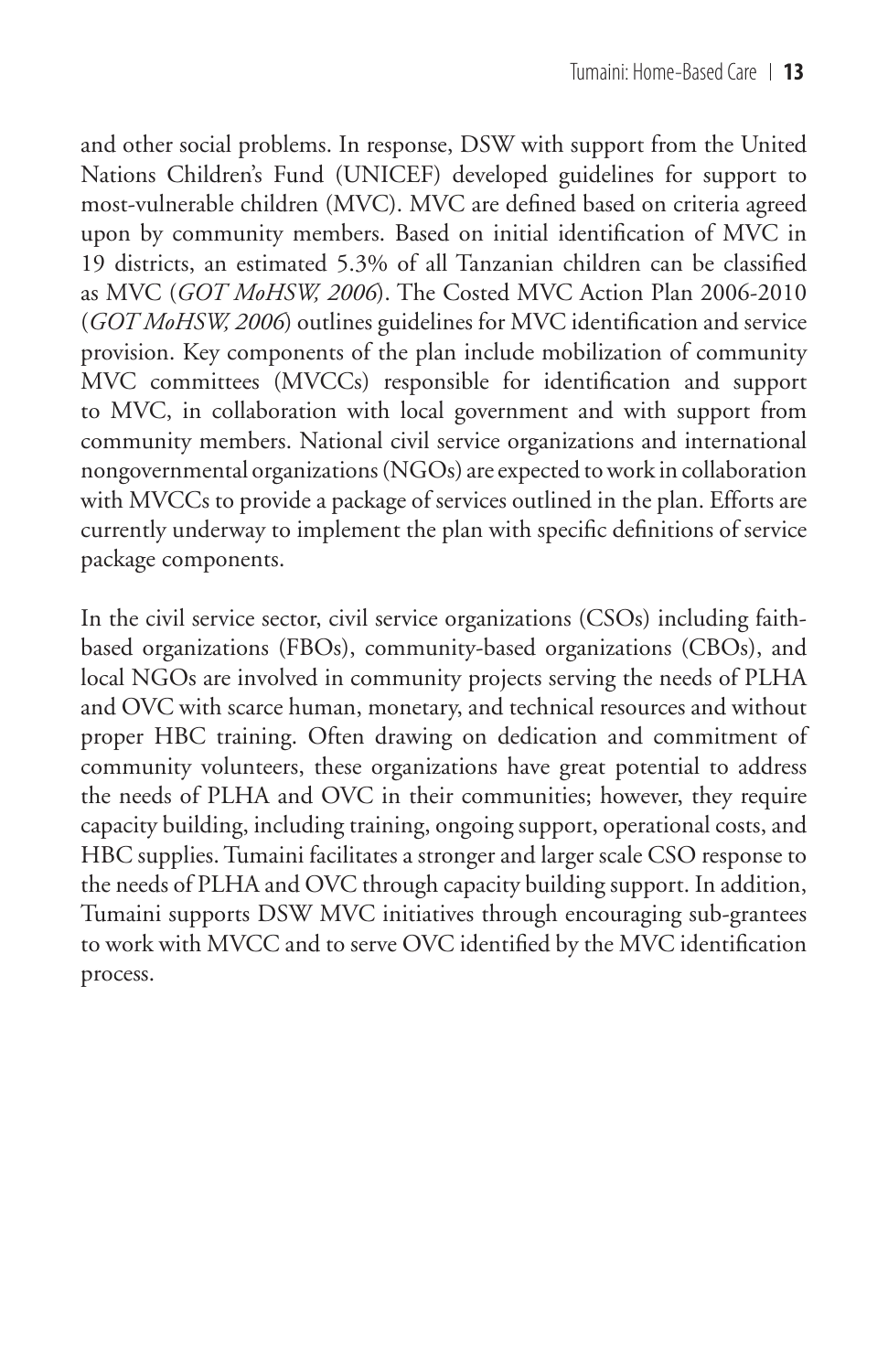and other social problems. In response, DSW with support from the United Nations Children's Fund (UNICEF) developed guidelines for support to most-vulnerable children (MVC). MVC are defined based on criteria agreed upon by community members. Based on initial identification of MVC in 19 districts, an estimated 5.3% of all Tanzanian children can be classified as MVC (*GOT MoHSW, 2006*). The Costed MVC Action Plan 2006-2010 (*GOT MoHSW, 2006*) outlines guidelines for MVC identification and service provision. Key components of the plan include mobilization of community MVC committees (MVCCs) responsible for identification and support to MVC, in collaboration with local government and with support from community members. National civil service organizations and international nongovernmental organizations (NGOs) are expected to work in collaboration with MVCCs to provide a package of services outlined in the plan. Efforts are currently underway to implement the plan with specific definitions of service package components.

In the civil service sector, civil service organizations (CSOs) including faith-based organizations (FBOs), community-based organizations (CBOs), and local NGOs are involved in community projects serving the needs of PLHA and OVC with scarce human, monetary, and technical resources and without proper HBC training. Often drawing on dedication and commitment of community volunteers, these organizations have great potential to address the needs of PLHA and OVC in their communities; however, they require capacity building, including training, ongoing support, operational costs, and HBC supplies. Tumaini facilitates a stronger and larger scale CSO response to the needs of PLHA and OVC through capacity building support. In addition, Tumaini supports DSW MVC initiatives through encouraging sub-grantees to work with MVCC and to serve OVC identified by the MVC identification process.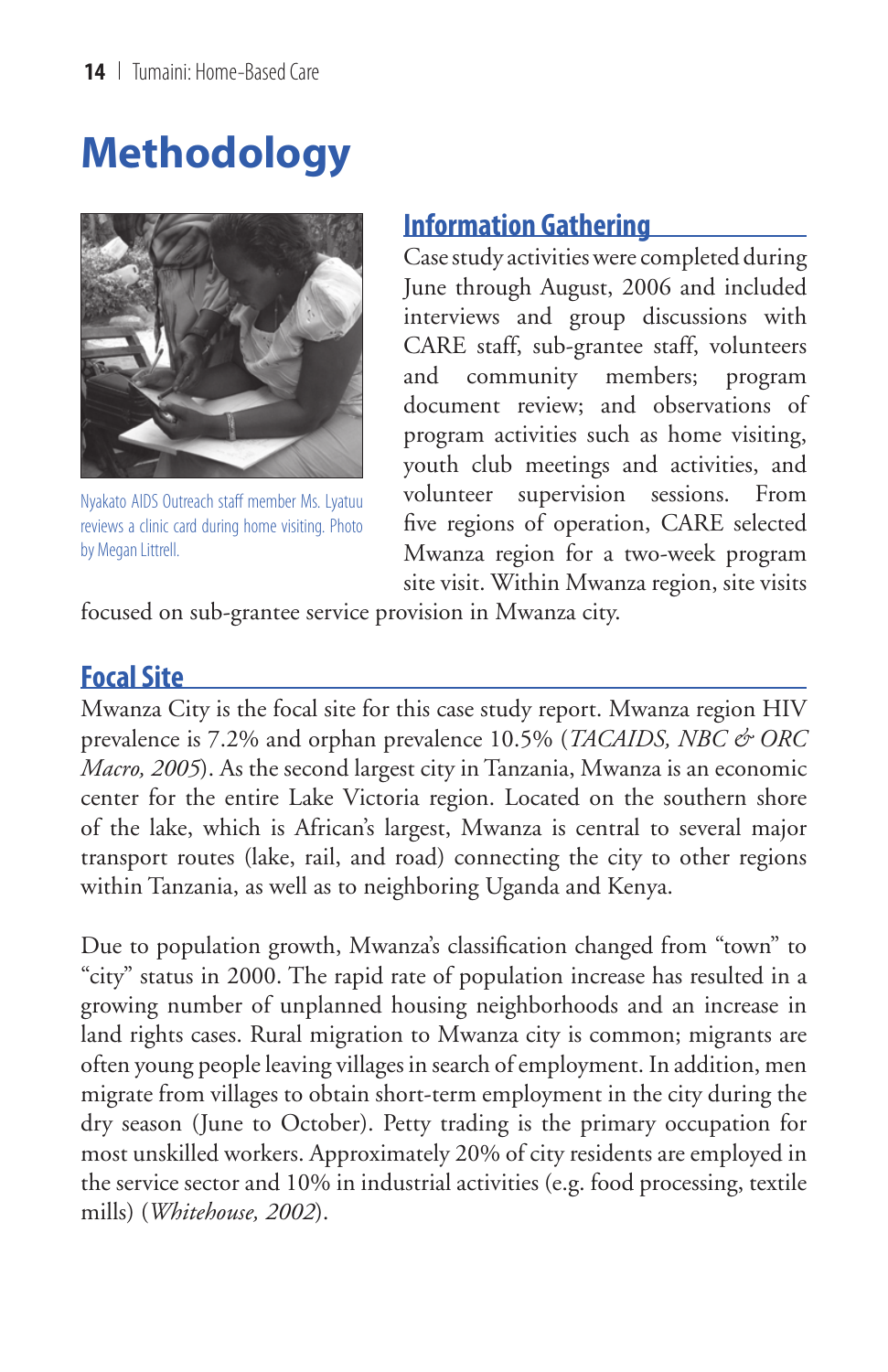# Methodology

Nyakato AIDS Outreach staff member Ms. Lyatuu reviews a clinic card during home visiting. Photo by Megan Littrell.

## Information Gathering

Case study activities were completed during June through August, 2006 and included interviews and group discussions with CARE staff, sub-grantee staff, volunteers and community members; program document review; and observations of program activities such as home visiting, youth club meetings and activities, and volunteer supervision sessions. From five regions of operation, CARE selected Mwanza region for a two-week program site visit. Within Mwanza region, site visits focused on sub-grantee service provision in Mwanza city.

## Focal Site

Mwanza City is the focal site for this case study report. Mwanza region HIV prevalence is 7.2% and orphan prevalence 10.5% (*TACAIDS, NBC & ORC Macro, 2005*). As the second largest city in Tanzania, Mwanza is an economic center for the entire Lake Victoria region. Located on the southern shore of the lake, which is African's largest, Mwanza is central to several major transport routes (lake, rail, and road) connecting the city to other regions within Tanzania, as well as to neighboring Uganda and Kenya.

Due to population growth, Mwanza's classification changed from "town" to "city" status in 2000. The rapid rate of population increase has resulted in a growing number of unplanned housing neighborhoods and an increase in land rights cases. Rural migration to Mwanza city is common; migrants are often young people leaving villages in search of employment. In addition, men migrate from villages to obtain short-term employment in the city during the dry season (June to October). Petty trading is the primary occupation for most unskilled workers. Approximately 20% of city residents are employed in the service sector and 10% in industrial activities (e.g. food processing, textile mills) (*Whitehouse, 2002*).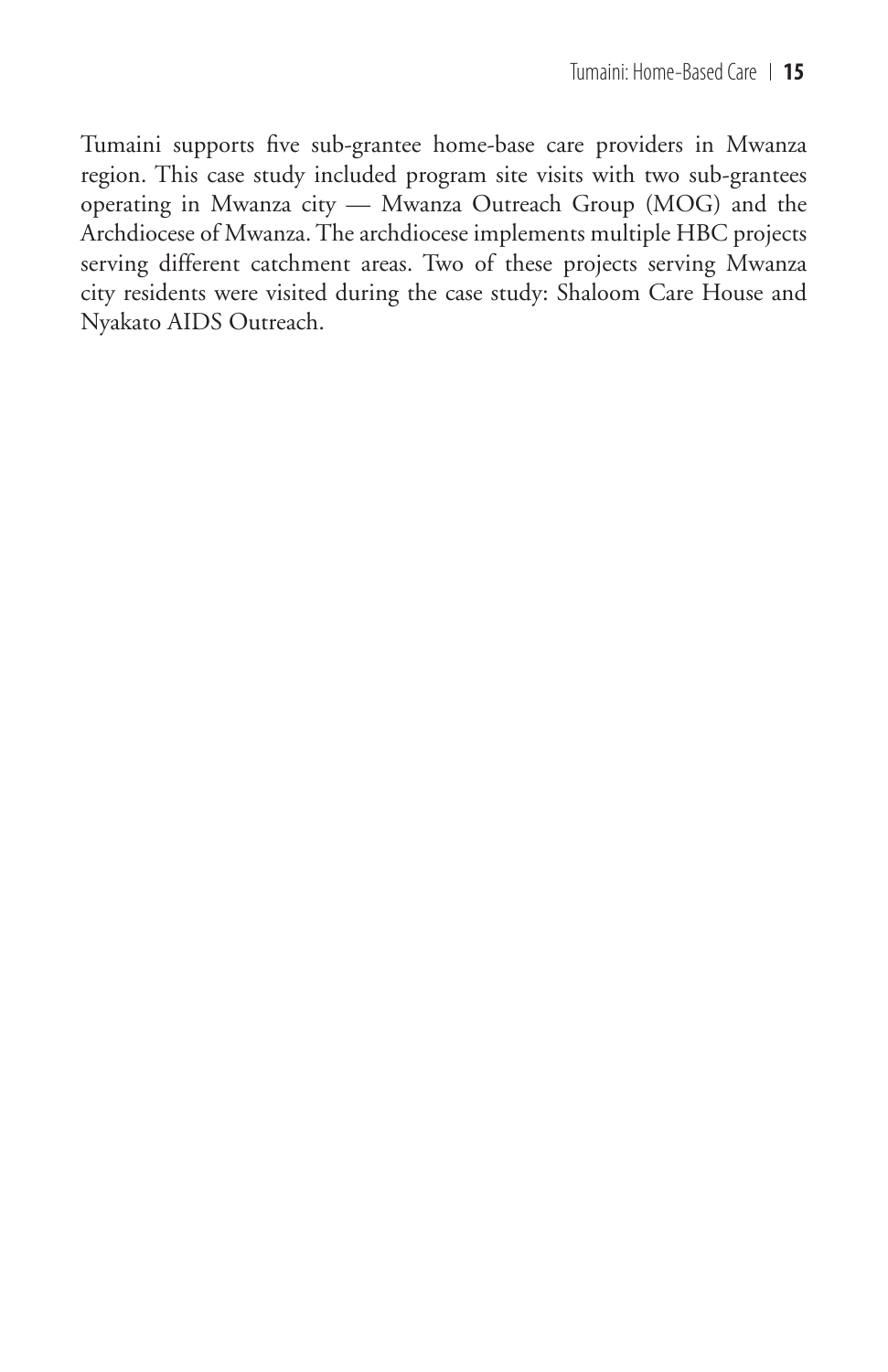Tumaini supports five sub-grantee home-base care providers in Mwanza region. This case study included program site visits with two sub-grantees operating in Mwanza city — Mwanza Outreach Group (MOG) and the Archdiocese of Mwanza. The archdiocese implements multiple HBC projects serving different catchment areas. Two of these projects serving Mwanza city residents were visited during the case study: Shaloom Care House and Nyakato AIDS Outreach.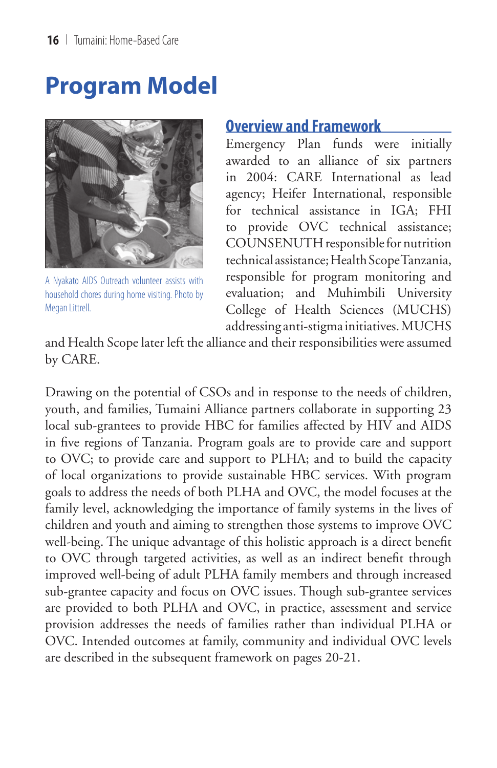# Program Model

A Nyakato AIDS Outreach volunteer assists with household chores during home visiting. Photo by Megan Littrell.

## Overview and Framework

Emergency Plan funds were initially awarded to an alliance of six partners in 2004: CARE International as lead agency; Heifer International, responsible for technical assistance in IGA; FHI to provide OVC technical assistance; COUNSENUTH responsible for nutrition technical assistance; Health Scope Tanzania, responsible for program monitoring and evaluation; and Muhimbili University College of Health Sciences (MUCHS) addressing anti-stigma initiatives. MUCHS and Health Scope later left the alliance and their responsibilities were assumed by CARE.

Drawing on the potential of CSOs and in response to the needs of children, youth, and families, Tumaini Alliance partners collaborate in supporting 23 local sub-grantees to provide HBC for families affected by HIV and AIDS in five regions of Tanzania. Program goals are to provide care and support to OVC; to provide care and support to PLHA; and to build the capacity of local organizations to provide sustainable HBC services. With program goals to address the needs of both PLHA and OVC, the model focuses at the family level, acknowledging the importance of family systems in the lives of children and youth and aiming to strengthen those systems to improve OVC well-being. The unique advantage of this holistic approach is a direct benefit to OVC through targeted activities, as well as an indirect benefit through improved well-being of adult PLHA family members and through increased sub-grantee capacity and focus on OVC issues. Though sub-grantee services are provided to both PLHA and OVC, in practice, assessment and service provision addresses the needs of families rather than individual PLHA or OVC. Intended outcomes at family, community and individual OVC levels are described in the subsequent framework on pages 20-21.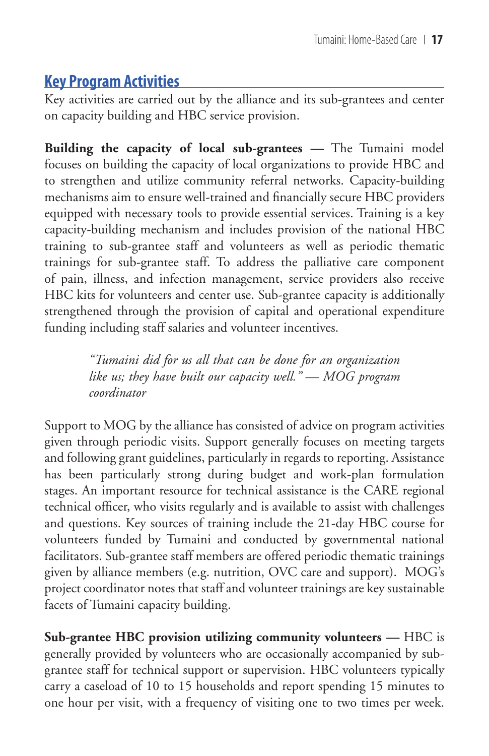## Key Program Activities

Key activities are carried out by the alliance and its sub-grantees and center on capacity building and HBC service provision.

**Building the capacity of local sub-grantees** — The Tumaini model focuses on building the capacity of local organizations to provide HBC and to strengthen and utilize community referral networks. Capacity-building mechanisms aim to ensure well-trained and financially secure HBC providers equipped with necessary tools to provide essential services. Training is a key capacity-building mechanism and includes provision of the national HBC training to sub-grantee staff and volunteers as well as periodic thematic trainings for sub-grantee staff. To address the palliative care component of pain, illness, and infection management, service providers also receive HBC kits for volunteers and center use. Sub-grantee capacity is additionally strengthened through the provision of capital and operational expenditure funding including staff salaries and volunteer incentives.

> *"Tumaini did for us all that can be done for an organization like us; they have built our capacity well." — MOG program coordinator*

Support to MOG by the alliance has consisted of advice on program activities given through periodic visits. Support generally focuses on meeting targets and following grant guidelines, particularly in regards to reporting. Assistance has been particularly strong during budget and work-plan formulation stages. An important resource for technical assistance is the CARE regional technical officer, who visits regularly and is available to assist with challenges and questions. Key sources of training include the 21-day HBC course for volunteers funded by Tumaini and conducted by governmental national facilitators. Sub-grantee staff members are offered periodic thematic trainings given by alliance members (e.g. nutrition, OVC care and support). MOG's project coordinator notes that staff and volunteer trainings are key sustainable facets of Tumaini capacity building.

**Sub-grantee HBC provision utilizing community volunteers** — HBC is generally provided by volunteers who are occasionally accompanied by sub-grantee staff for technical support or supervision. HBC volunteers typically carry a caseload of 10 to 15 households and report spending 15 minutes to one hour per visit, with a frequency of visiting one to two times per week.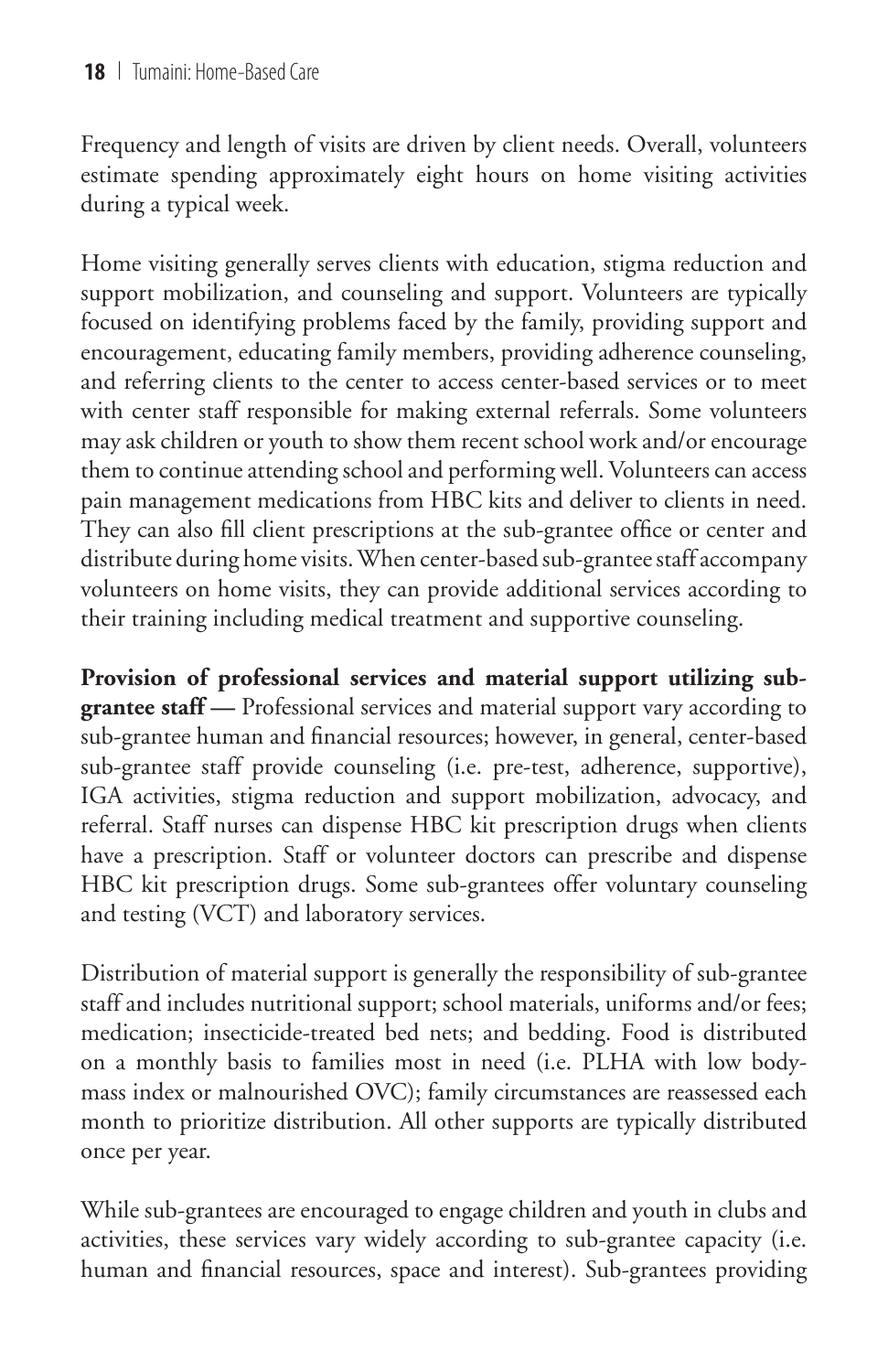Frequency and length of visits are driven by client needs. Overall, volunteers estimate spending approximately eight hours on home visiting activities during a typical week.

Home visiting generally serves clients with education, stigma reduction and support mobilization, and counseling and support. Volunteers are typically focused on identifying problems faced by the family, providing support and encouragement, educating family members, providing adherence counseling, and referring clients to the center to access center-based services or to meet with center staff responsible for making external referrals. Some volunteers may ask children or youth to show them recent school work and/or encourage them to continue attending school and performing well. Volunteers can access pain management medications from HBC kits and deliver to clients in need. They can also fill client prescriptions at the sub-grantee office or center and distribute during home visits. When center-based sub-grantee staff accompany volunteers on home visits, they can provide additional services according to their training including medical treatment and supportive counseling.

**Provision of professional services and material support utilizing sub-grantee staff —** Professional services and material support vary according to sub-grantee human and financial resources; however, in general, center-based sub-grantee staff provide counseling (i.e. pre-test, adherence, supportive), IGA activities, stigma reduction and support mobilization, advocacy, and referral. Staff nurses can dispense HBC kit prescription drugs when clients have a prescription. Staff or volunteer doctors can prescribe and dispense HBC kit prescription drugs. Some sub-grantees offer voluntary counseling and testing (VCT) and laboratory services.

Distribution of material support is generally the responsibility of sub-grantee staff and includes nutritional support; school materials, uniforms and/or fees; medication; insecticide-treated bed nets; and bedding. Food is distributed on a monthly basis to families most in need (i.e. PLHA with low body-mass index or malnourished OVC); family circumstances are reassessed each month to prioritize distribution. All other supports are typically distributed once per year.

While sub-grantees are encouraged to engage children and youth in clubs and activities, these services vary widely according to sub-grantee capacity (i.e. human and financial resources, space and interest). Sub-grantees providing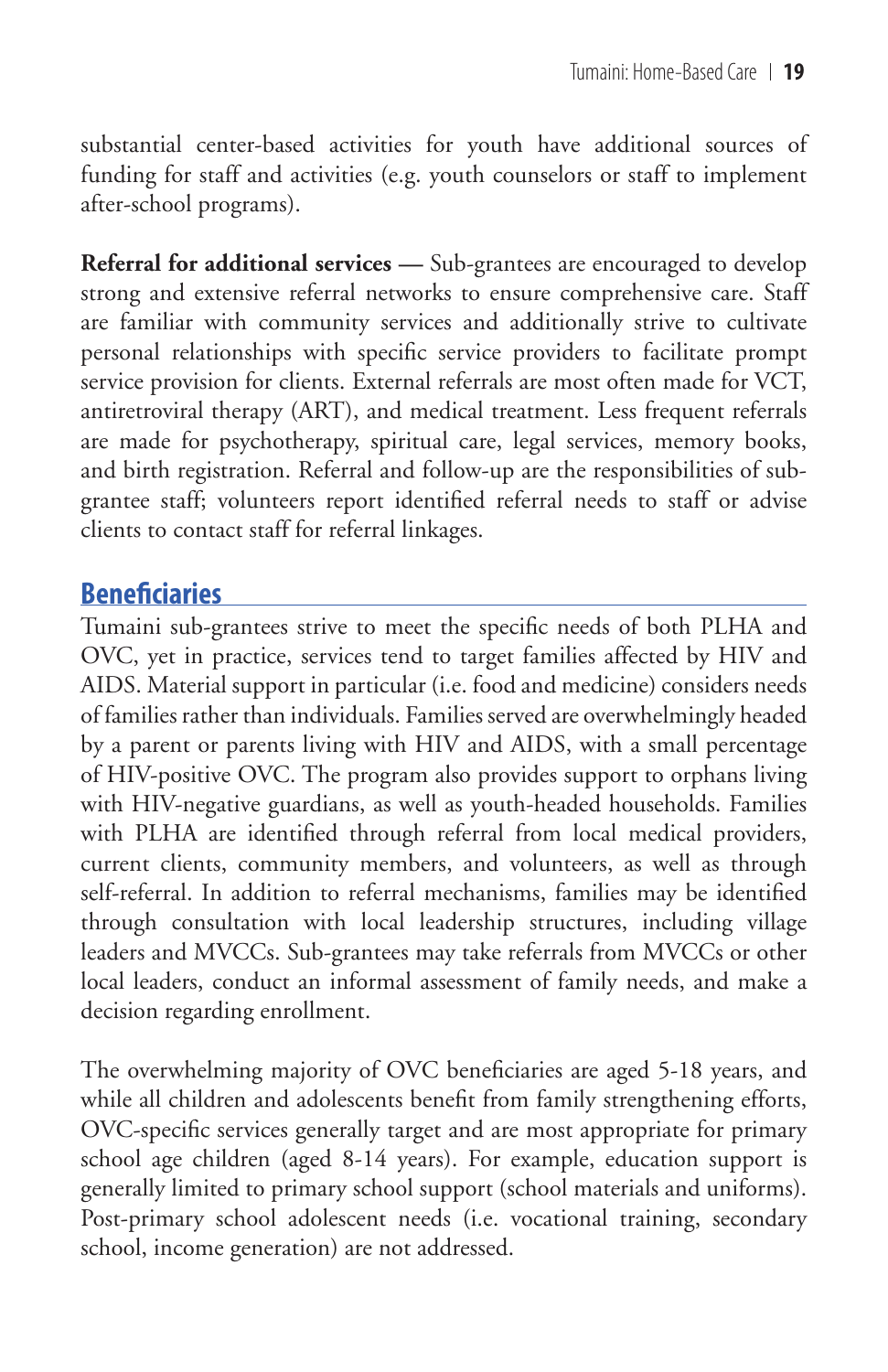substantial center-based activities for youth have additional sources of funding for staff and activities (e.g. youth counselors or staff to implement after-school programs).

**Referral for additional services —** Sub-grantees are encouraged to develop strong and extensive referral networks to ensure comprehensive care. Staff are familiar with community services and additionally strive to cultivate personal relationships with specific service providers to facilitate prompt service provision for clients. External referrals are most often made for VCT, antiretroviral therapy (ART), and medical treatment. Less frequent referrals are made for psychotherapy, spiritual care, legal services, memory books, and birth registration. Referral and follow-up are the responsibilities of sub-grantee staff; volunteers report identified referral needs to staff or advise clients to contact staff for referral linkages.

## Beneficiaries

Tumaini sub-grantees strive to meet the specific needs of both PLHA and OVC, yet in practice, services tend to target families affected by HIV and AIDS. Material support in particular (i.e. food and medicine) considers needs of families rather than individuals. Families served are overwhelmingly headed by a parent or parents living with HIV and AIDS, with a small percentage of HIV-positive OVC. The program also provides support to orphans living with HIV-negative guardians, as well as youth-headed households. Families with PLHA are identified through referral from local medical providers, current clients, community members, and volunteers, as well as through self-referral. In addition to referral mechanisms, families may be identified through consultation with local leadership structures, including village leaders and MVCCs. Sub-grantees may take referrals from MVCCs or other local leaders, conduct an informal assessment of family needs, and make a decision regarding enrollment.

The overwhelming majority of OVC beneficiaries are aged 5-18 years, and while all children and adolescents benefit from family strengthening efforts, OVC-specific services generally target and are most appropriate for primary school age children (aged 8-14 years). For example, education support is generally limited to primary school support (school materials and uniforms). Post-primary school adolescent needs (i.e. vocational training, secondary school, income generation) are not addressed.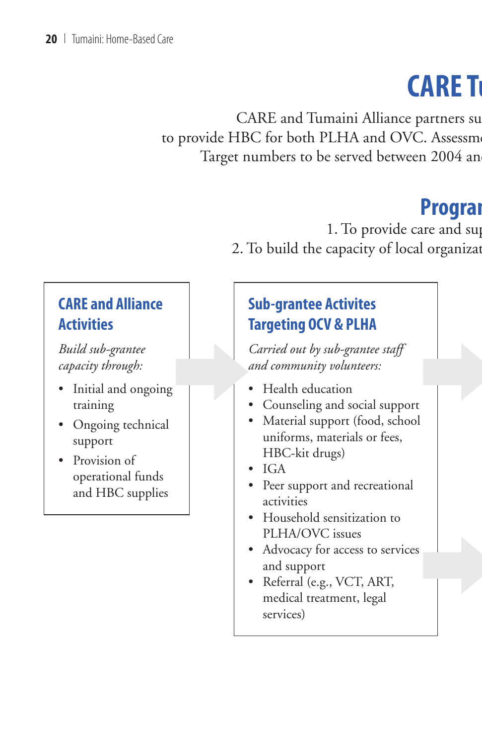# CARE Tu

CARE and Tumaini Alliance partners su
to provide HBC for both PLHA and OVC. Assessm
Target numbers to be served between 2004 an

## Prograr

1. To provide care and sup
2. To build the capacity of local organizat

### CARE and Alliance Activities

*Build sub-grantee capacity through:*

- Initial and ongoing training
- Ongoing technical support
- Provision of operational funds and HBC supplies

### Sub-grantee Activites Targeting OCV & PLHA

*Carried out by sub-grantee staff and community volunteers:*

- Health education
- Counseling and social support
- Material support (food, school uniforms, materials or fees, HBC-kit drugs)
- IGA
- Peer support and recreational activities
- Household sensitization to PLHA/OVC issues
- Advocacy for access to services and support
- Referral (e.g., VCT, ART, medical treatment, legal services)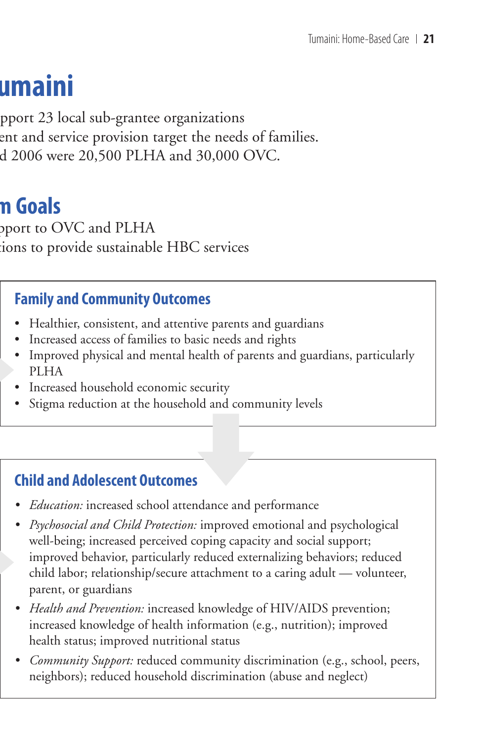# umaini

pport 23 local sub-grantee organizations
ent and service provision target the needs of families.
d 2006 were 20,500 PLHA and 30,000 OVC.

## m Goals

pport to OVC and PLHA
ions to provide sustainable HBC services

### Family and Community Outcomes

- Healthier, consistent, and attentive parents and guardians
- Increased access of families to basic needs and rights
- Improved physical and mental health of parents and guardians, particularly PLHA
- Increased household economic security
- Stigma reduction at the household and community levels

### Child and Adolescent Outcomes

- *Education:* increased school attendance and performance
- *Psychosocial and Child Protection:* improved emotional and psychological well-being; increased perceived coping capacity and social support; improved behavior, particularly reduced externalizing behaviors; reduced child labor; relationship/secure attachment to a caring adult — volunteer, parent, or guardians
- *Health and Prevention:* increased knowledge of HIV/AIDS prevention; increased knowledge of health information (e.g., nutrition); improved health status; improved nutritional status
- *Community Support:* reduced community discrimination (e.g., school, peers, neighbors); reduced household discrimination (abuse and neglect)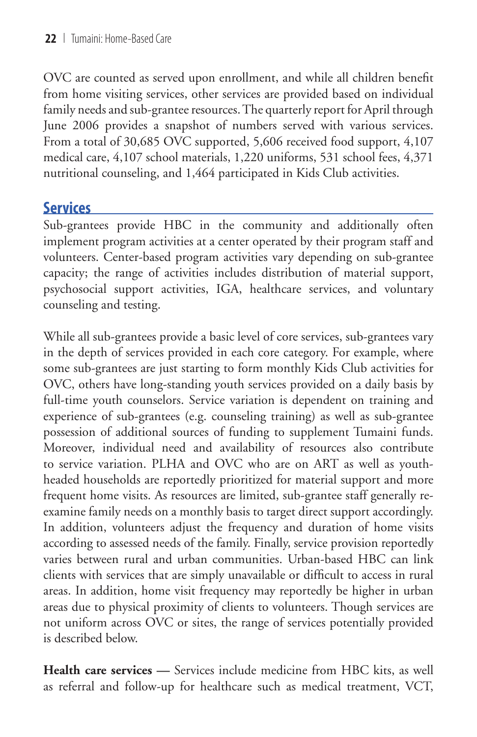OVC are counted as served upon enrollment, and while all children benefit from home visiting services, other services are provided based on individual family needs and sub-grantee resources. The quarterly report for April through June 2006 provides a snapshot of numbers served with various services. From a total of 30,685 OVC supported, 5,606 received food support, 4,107 medical care, 4,107 school materials, 1,220 uniforms, 531 school fees, 4,371 nutritional counseling, and 1,464 participated in Kids Club activities.

## Services

Sub-grantees provide HBC in the community and additionally often implement program activities at a center operated by their program staff and volunteers. Center-based program activities vary depending on sub-grantee capacity; the range of activities includes distribution of material support, psychosocial support activities, IGA, healthcare services, and voluntary counseling and testing.

While all sub-grantees provide a basic level of core services, sub-grantees vary in the depth of services provided in each core category. For example, where some sub-grantees are just starting to form monthly Kids Club activities for OVC, others have long-standing youth services provided on a daily basis by full-time youth counselors. Service variation is dependent on training and experience of sub-grantees (e.g. counseling training) as well as sub-grantee possession of additional sources of funding to supplement Tumaini funds. Moreover, individual need and availability of resources also contribute to service variation. PLHA and OVC who are on ART as well as youth-headed households are reportedly prioritized for material support and more frequent home visits. As resources are limited, sub-grantee staff generally re-examine family needs on a monthly basis to target direct support accordingly. In addition, volunteers adjust the frequency and duration of home visits according to assessed needs of the family. Finally, service provision reportedly varies between rural and urban communities. Urban-based HBC can link clients with services that are simply unavailable or difficult to access in rural areas. In addition, home visit frequency may reportedly be higher in urban areas due to physical proximity of clients to volunteers. Though services are not uniform across OVC or sites, the range of services potentially provided is described below.

**Health care services** — Services include medicine from HBC kits, as well as referral and follow-up for healthcare such as medical treatment, VCT,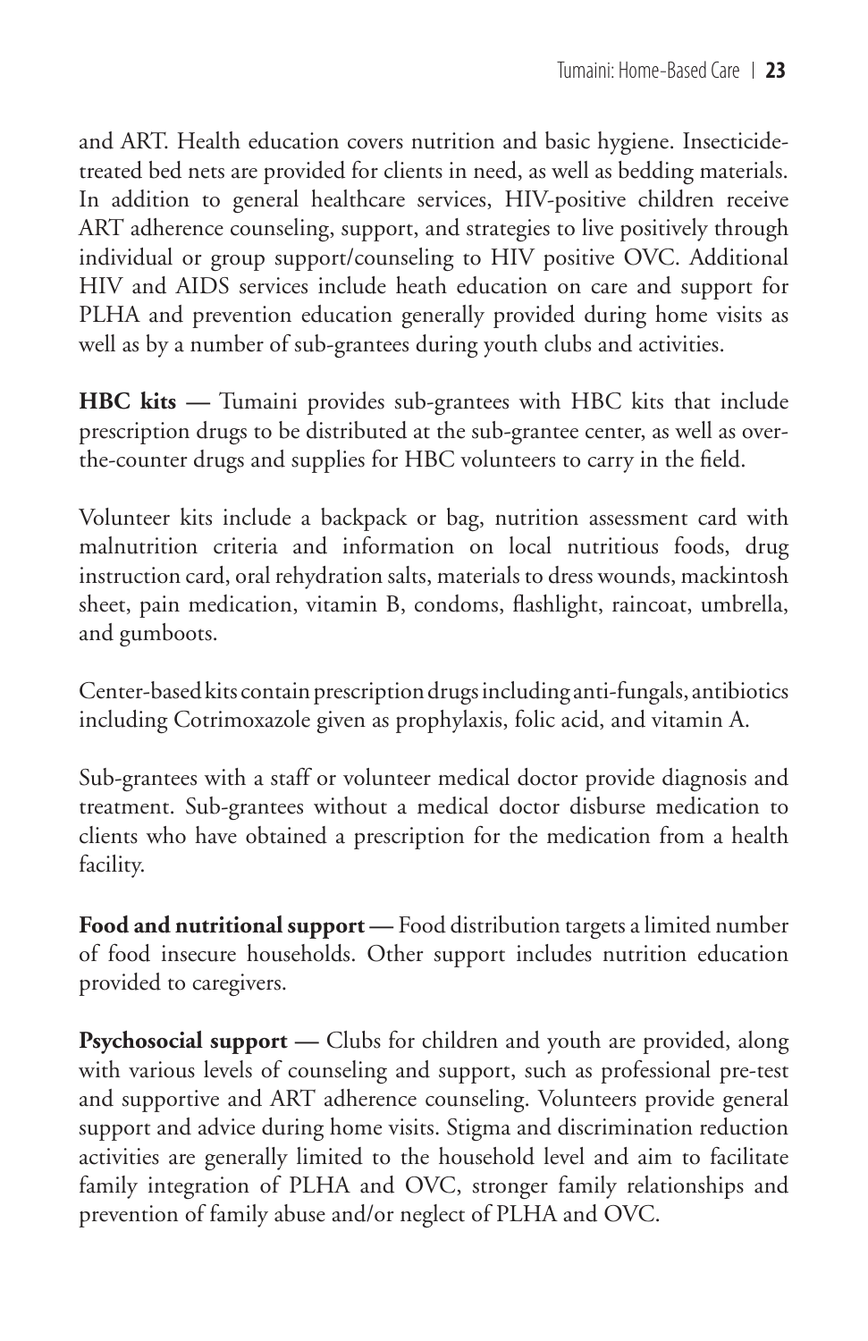and ART. Health education covers nutrition and basic hygiene. Insecticide-treated bed nets are provided for clients in need, as well as bedding materials. In addition to general healthcare services, HIV-positive children receive ART adherence counseling, support, and strategies to live positively through individual or group support/counseling to HIV positive OVC. Additional HIV and AIDS services include heath education on care and support for PLHA and prevention education generally provided during home visits as well as by a number of sub-grantees during youth clubs and activities.

**HBC kits —** Tumaini provides sub-grantees with HBC kits that include prescription drugs to be distributed at the sub-grantee center, as well as over-the-counter drugs and supplies for HBC volunteers to carry in the field.

Volunteer kits include a backpack or bag, nutrition assessment card with malnutrition criteria and information on local nutritious foods, drug instruction card, oral rehydration salts, materials to dress wounds, mackintosh sheet, pain medication, vitamin B, condoms, flashlight, raincoat, umbrella, and gumboots.

Center-based kits contain prescription drugs including anti-fungals, antibiotics including Cotrimoxazole given as prophylaxis, folic acid, and vitamin A.

Sub-grantees with a staff or volunteer medical doctor provide diagnosis and treatment. Sub-grantees without a medical doctor disburse medication to clients who have obtained a prescription for the medication from a health facility.

**Food and nutritional support —** Food distribution targets a limited number of food insecure households. Other support includes nutrition education provided to caregivers.

**Psychosocial support —** Clubs for children and youth are provided, along with various levels of counseling and support, such as professional pre-test and supportive and ART adherence counseling. Volunteers provide general support and advice during home visits. Stigma and discrimination reduction activities are generally limited to the household level and aim to facilitate family integration of PLHA and OVC, stronger family relationships and prevention of family abuse and/or neglect of PLHA and OVC.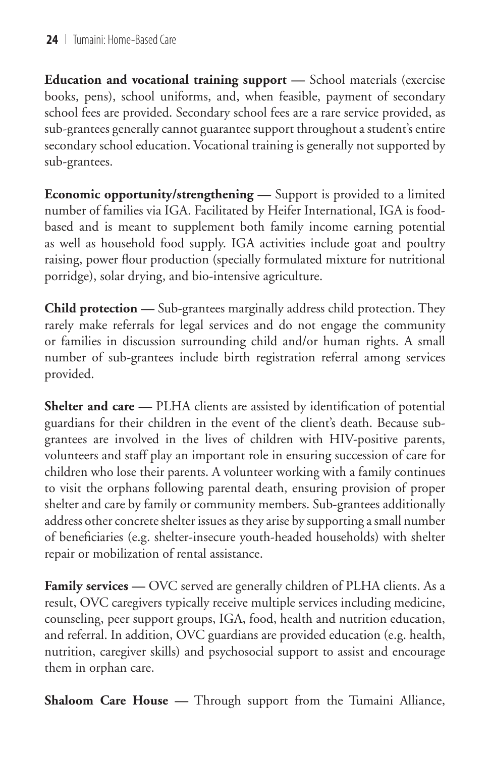**Education and vocational training support —** School materials (exercise books, pens), school uniforms, and, when feasible, payment of secondary school fees are provided. Secondary school fees are a rare service provided, as sub-grantees generally cannot guarantee support throughout a student's entire secondary school education. Vocational training is generally not supported by sub-grantees.

**Economic opportunity/strengthening —** Support is provided to a limited number of families via IGA. Facilitated by Heifer International, IGA is food-based and is meant to supplement both family income earning potential as well as household food supply. IGA activities include goat and poultry raising, power flour production (specially formulated mixture for nutritional porridge), solar drying, and bio-intensive agriculture.

**Child protection —** Sub-grantees marginally address child protection. They rarely make referrals for legal services and do not engage the community or families in discussion surrounding child and/or human rights. A small number of sub-grantees include birth registration referral among services provided.

**Shelter and care —** PLHA clients are assisted by identification of potential guardians for their children in the event of the client's death. Because sub-grantees are involved in the lives of children with HIV-positive parents, volunteers and staff play an important role in ensuring succession of care for children who lose their parents. A volunteer working with a family continues to visit the orphans following parental death, ensuring provision of proper shelter and care by family or community members. Sub-grantees additionally address other concrete shelter issues as they arise by supporting a small number of beneficiaries (e.g. shelter-insecure youth-headed households) with shelter repair or mobilization of rental assistance.

**Family services —** OVC served are generally children of PLHA clients. As a result, OVC caregivers typically receive multiple services including medicine, counseling, peer support groups, IGA, food, health and nutrition education, and referral. In addition, OVC guardians are provided education (e.g. health, nutrition, caregiver skills) and psychosocial support to assist and encourage them in orphan care.

**Shaloom Care House —** Through support from the Tumaini Alliance,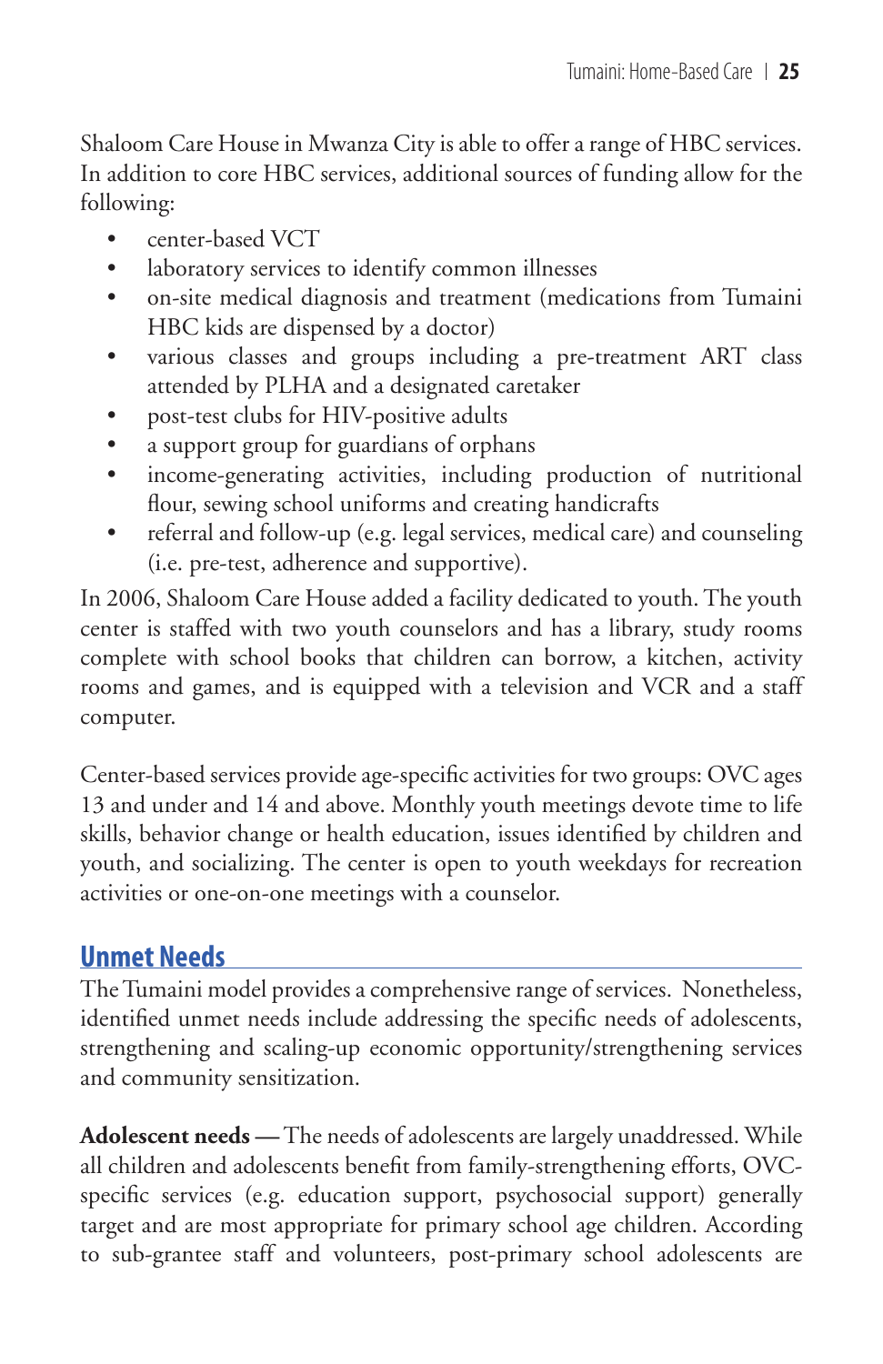Shaloom Care House in Mwanza City is able to offer a range of HBC services. In addition to core HBC services, additional sources of funding allow for the following:

- center-based VCT
- laboratory services to identify common illnesses
- on-site medical diagnosis and treatment (medications from Tumaini HBC kids are dispensed by a doctor)
- various classes and groups including a pre-treatment ART class attended by PLHA and a designated caretaker
- post-test clubs for HIV-positive adults
- a support group for guardians of orphans
- income-generating activities, including production of nutritional flour, sewing school uniforms and creating handicrafts
- referral and follow-up (e.g. legal services, medical care) and counseling (i.e. pre-test, adherence and supportive).

In 2006, Shaloom Care House added a facility dedicated to youth. The youth center is staffed with two youth counselors and has a library, study rooms complete with school books that children can borrow, a kitchen, activity rooms and games, and is equipped with a television and VCR and a staff computer.

Center-based services provide age-specific activities for two groups: OVC ages 13 and under and 14 and above. Monthly youth meetings devote time to life skills, behavior change or health education, issues identified by children and youth, and socializing. The center is open to youth weekdays for recreation activities or one-on-one meetings with a counselor.

## Unmet Needs

The Tumaini model provides a comprehensive range of services. Nonetheless, identified unmet needs include addressing the specific needs of adolescents, strengthening and scaling-up economic opportunity/strengthening services and community sensitization.

**Adolescent needs —** The needs of adolescents are largely unaddressed. While all children and adolescents benefit from family-strengthening efforts, OVC-specific services (e.g. education support, psychosocial support) generally target and are most appropriate for primary school age children. According to sub-grantee staff and volunteers, post-primary school adolescents are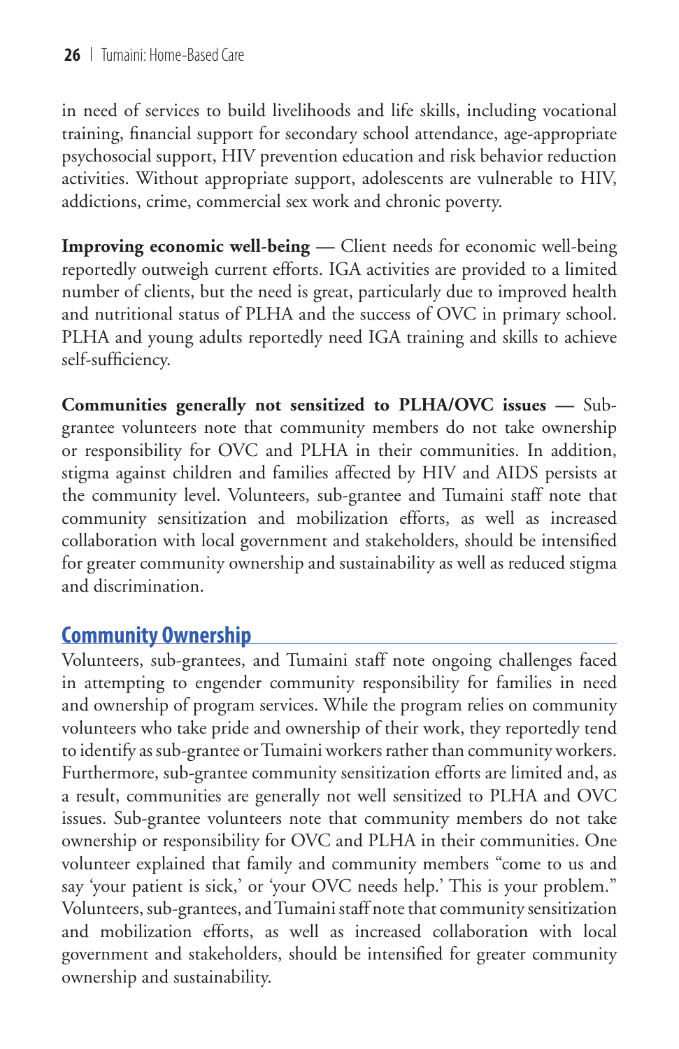in need of services to build livelihoods and life skills, including vocational training, financial support for secondary school attendance, age-appropriate psychosocial support, HIV prevention education and risk behavior reduction activities. Without appropriate support, adolescents are vulnerable to HIV, addictions, crime, commercial sex work and chronic poverty.

**Improving economic well-being —** Client needs for economic well-being reportedly outweigh current efforts. IGA activities are provided to a limited number of clients, but the need is great, particularly due to improved health and nutritional status of PLHA and the success of OVC in primary school. PLHA and young adults reportedly need IGA training and skills to achieve self-sufficiency.

**Communities generally not sensitized to PLHA/OVC issues —** Sub-grantee volunteers note that community members do not take ownership or responsibility for OVC and PLHA in their communities. In addition, stigma against children and families affected by HIV and AIDS persists at the community level. Volunteers, sub-grantee and Tumaini staff note that community sensitization and mobilization efforts, as well as increased collaboration with local government and stakeholders, should be intensified for greater community ownership and sustainability as well as reduced stigma and discrimination.

## Community Ownership

Volunteers, sub-grantees, and Tumaini staff note ongoing challenges faced in attempting to engender community responsibility for families in need and ownership of program services. While the program relies on community volunteers who take pride and ownership of their work, they reportedly tend to identify as sub-grantee or Tumaini workers rather than community workers. Furthermore, sub-grantee community sensitization efforts are limited and, as a result, communities are generally not well sensitized to PLHA and OVC issues. Sub-grantee volunteers note that community members do not take ownership or responsibility for OVC and PLHA in their communities. One volunteer explained that family and community members "come to us and say 'your patient is sick,' or 'your OVC needs help.' This is your problem." Volunteers, sub-grantees, and Tumaini staff note that community sensitization and mobilization efforts, as well as increased collaboration with local government and stakeholders, should be intensified for greater community ownership and sustainability.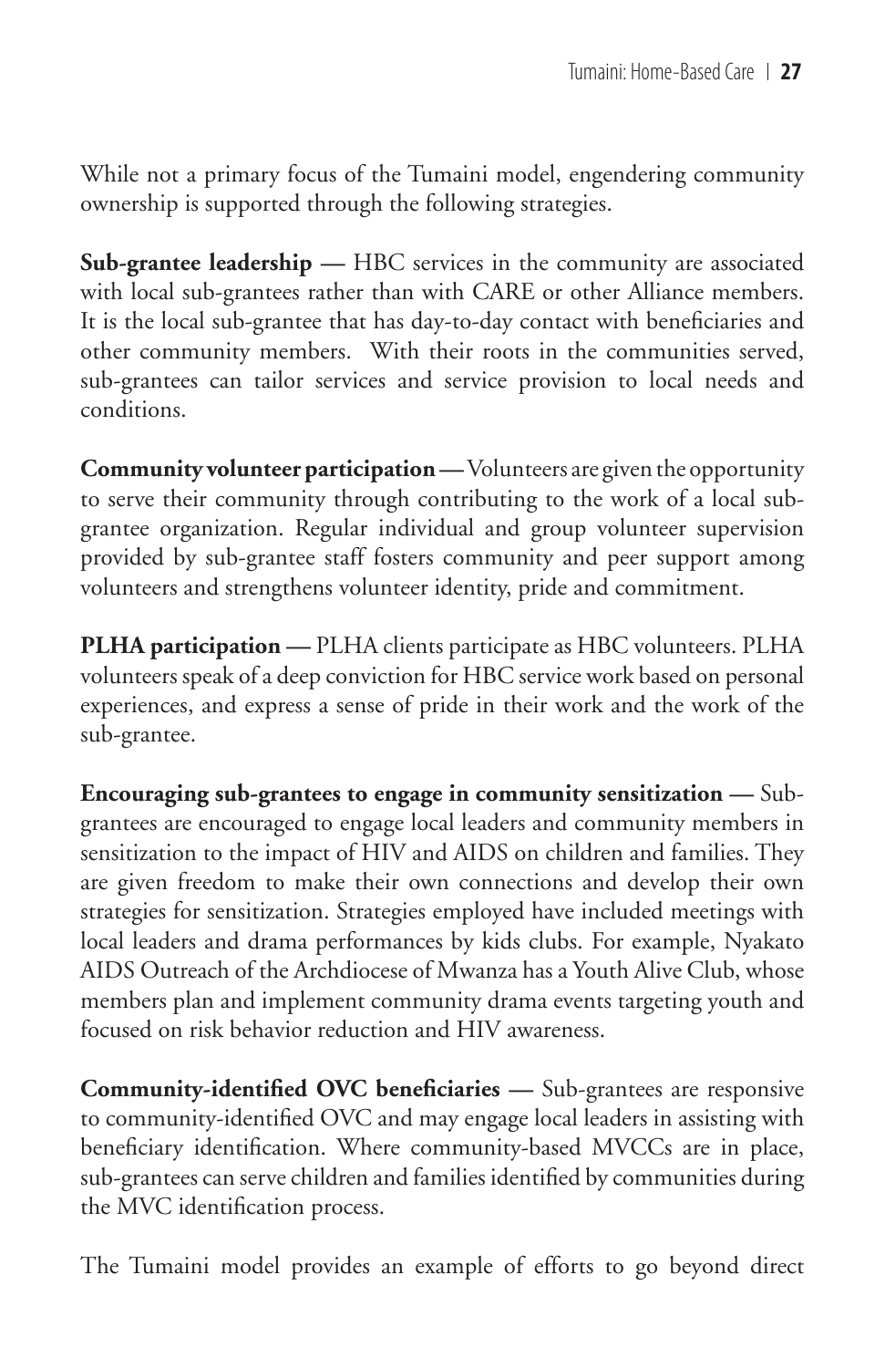While not a primary focus of the Tumaini model, engendering community ownership is supported through the following strategies.

**Sub-grantee leadership —** HBC services in the community are associated with local sub-grantees rather than with CARE or other Alliance members. It is the local sub-grantee that has day-to-day contact with beneficiaries and other community members. With their roots in the communities served, sub-grantees can tailor services and service provision to local needs and conditions.

**Community volunteer participation —** Volunteers are given the opportunity to serve their community through contributing to the work of a local sub-grantee organization. Regular individual and group volunteer supervision provided by sub-grantee staff fosters community and peer support among volunteers and strengthens volunteer identity, pride and commitment.

**PLHA participation —** PLHA clients participate as HBC volunteers. PLHA volunteers speak of a deep conviction for HBC service work based on personal experiences, and express a sense of pride in their work and the work of the sub-grantee.

**Encouraging sub-grantees to engage in community sensitization —** Sub-grantees are encouraged to engage local leaders and community members in sensitization to the impact of HIV and AIDS on children and families. They are given freedom to make their own connections and develop their own strategies for sensitization. Strategies employed have included meetings with local leaders and drama performances by kids clubs. For example, Nyakato AIDS Outreach of the Archdiocese of Mwanza has a Youth Alive Club, whose members plan and implement community drama events targeting youth and focused on risk behavior reduction and HIV awareness.

**Community-identified OVC beneficiaries —** Sub-grantees are responsive to community-identified OVC and may engage local leaders in assisting with beneficiary identification. Where community-based MVCCs are in place, sub-grantees can serve children and families identified by communities during the MVC identification process.

The Tumaini model provides an example of efforts to go beyond direct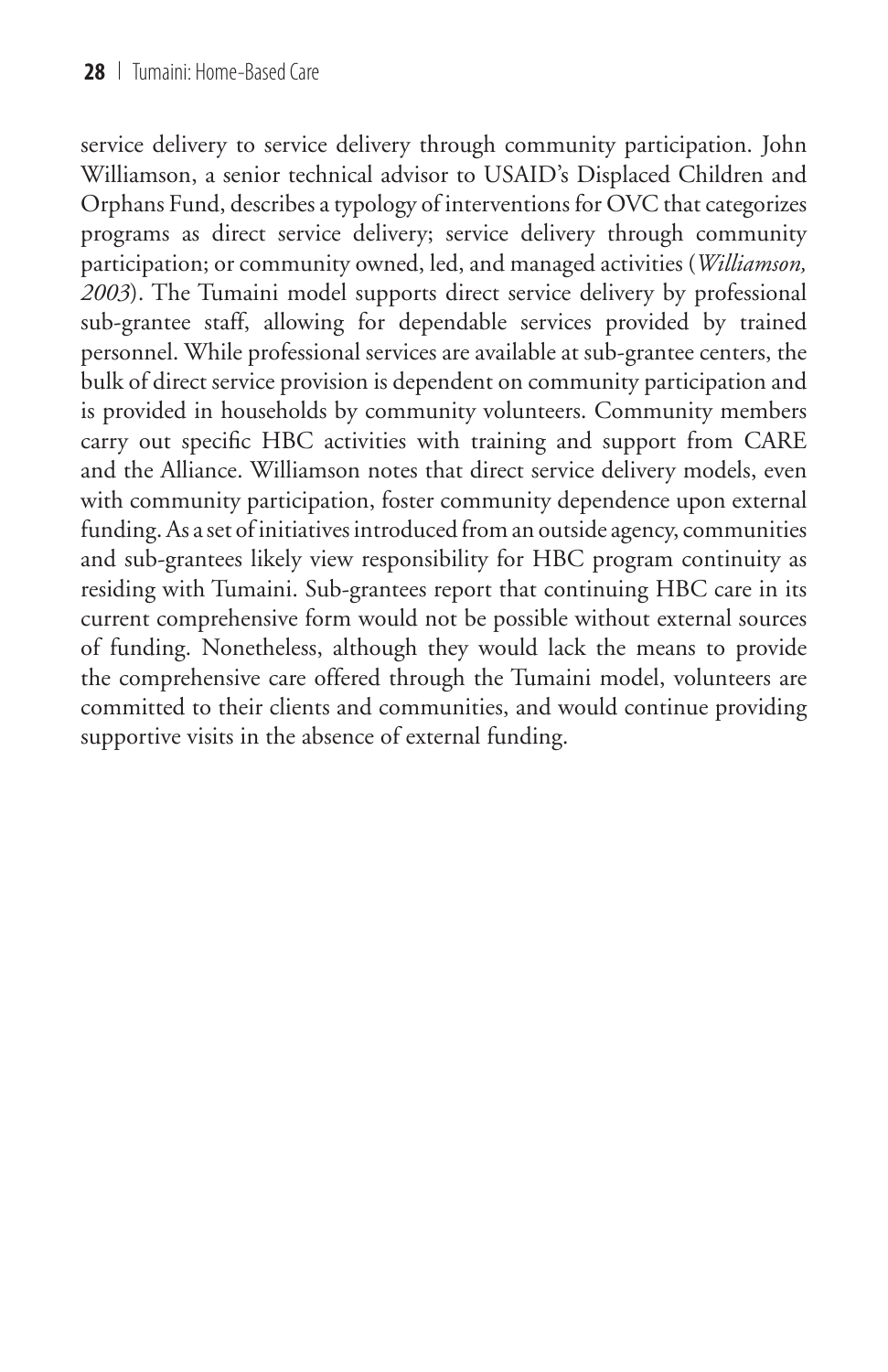service delivery to service delivery through community participation. John Williamson, a senior technical advisor to USAID's Displaced Children and Orphans Fund, describes a typology of interventions for OVC that categorizes programs as direct service delivery; service delivery through community participation; or community owned, led, and managed activities (*Williamson, 2003*). The Tumaini model supports direct service delivery by professional sub-grantee staff, allowing for dependable services provided by trained personnel. While professional services are available at sub-grantee centers, the bulk of direct service provision is dependent on community participation and is provided in households by community volunteers. Community members carry out specific HBC activities with training and support from CARE and the Alliance. Williamson notes that direct service delivery models, even with community participation, foster community dependence upon external funding. As a set of initiatives introduced from an outside agency, communities and sub-grantees likely view responsibility for HBC program continuity as residing with Tumaini. Sub-grantees report that continuing HBC care in its current comprehensive form would not be possible without external sources of funding. Nonetheless, although they would lack the means to provide the comprehensive care offered through the Tumaini model, volunteers are committed to their clients and communities, and would continue providing supportive visits in the absence of external funding.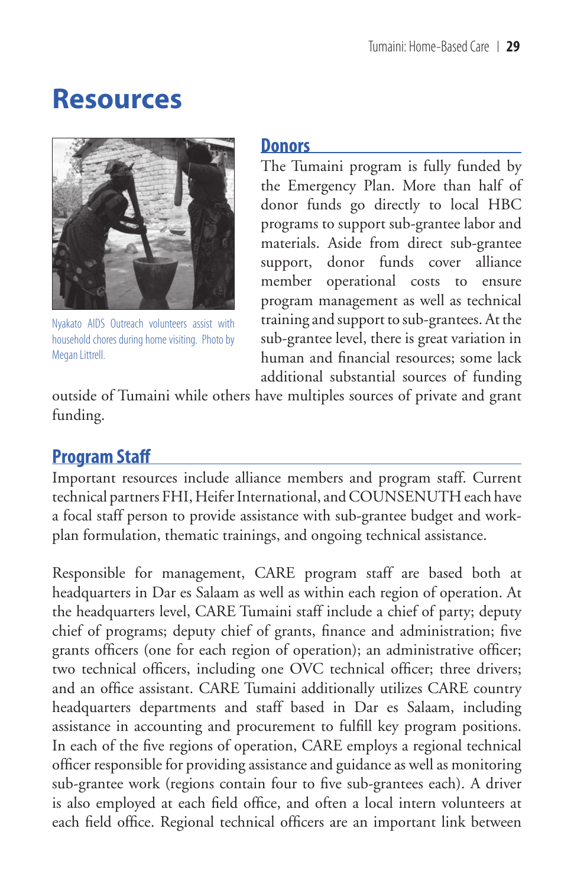# Resources

Nyakato AIDS Outreach volunteers assist with household chores during home visiting. Photo by Megan Littrell.

## Donors

The Tumaini program is fully funded by the Emergency Plan. More than half of donor funds go directly to local HBC programs to support sub-grantee labor and materials. Aside from direct sub-grantee support, donor funds cover alliance member operational costs to ensure program management as well as technical training and support to sub-grantees. At the sub-grantee level, there is great variation in human and financial resources; some lack additional substantial sources of funding outside of Tumaini while others have multiples sources of private and grant funding.

## Program Staff

Important resources include alliance members and program staff. Current technical partners FHI, Heifer International, and COUNSENUTH each have a focal staff person to provide assistance with sub-grantee budget and work-plan formulation, thematic trainings, and ongoing technical assistance.

Responsible for management, CARE program staff are based both at headquarters in Dar es Salaam as well as within each region of operation. At the headquarters level, CARE Tumaini staff include a chief of party; deputy chief of programs; deputy chief of grants, finance and administration; five grants officers (one for each region of operation); an administrative officer; two technical officers, including one OVC technical officer; three drivers; and an office assistant. CARE Tumaini additionally utilizes CARE country headquarters departments and staff based in Dar es Salaam, including assistance in accounting and procurement to fulfill key program positions. In each of the five regions of operation, CARE employs a regional technical officer responsible for providing assistance and guidance as well as monitoring sub-grantee work (regions contain four to five sub-grantees each). A driver is also employed at each field office, and often a local intern volunteers at each field office. Regional technical officers are an important link between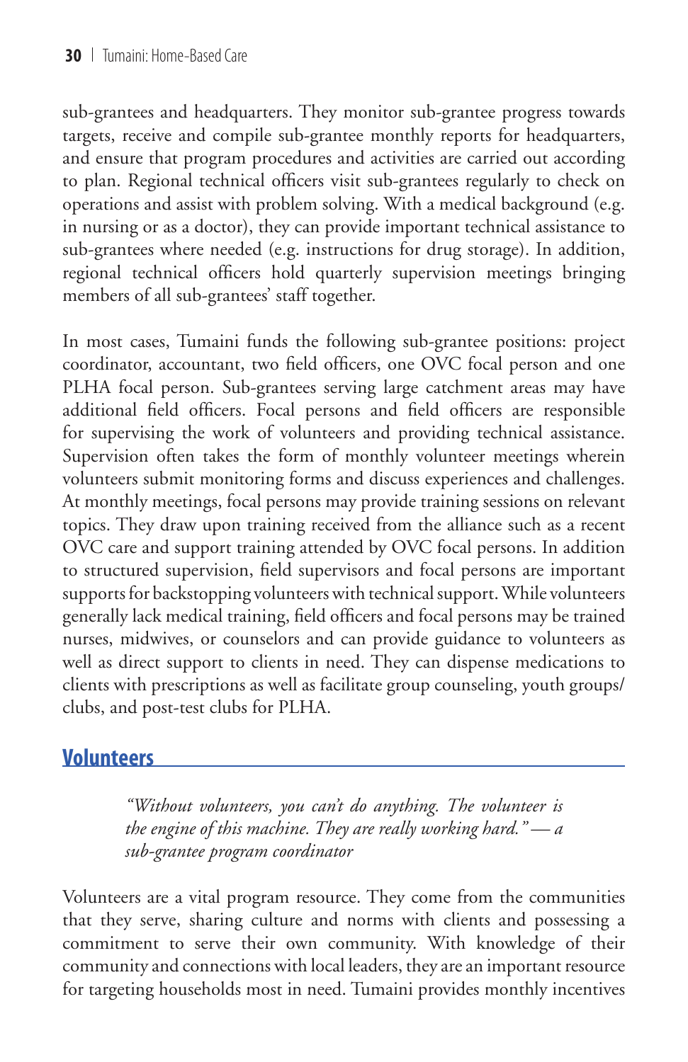sub-grantees and headquarters. They monitor sub-grantee progress towards targets, receive and compile sub-grantee monthly reports for headquarters, and ensure that program procedures and activities are carried out according to plan. Regional technical officers visit sub-grantees regularly to check on operations and assist with problem solving. With a medical background (e.g. in nursing or as a doctor), they can provide important technical assistance to sub-grantees where needed (e.g. instructions for drug storage). In addition, regional technical officers hold quarterly supervision meetings bringing members of all sub-grantees' staff together.

In most cases, Tumaini funds the following sub-grantee positions: project coordinator, accountant, two field officers, one OVC focal person and one PLHA focal person. Sub-grantees serving large catchment areas may have additional field officers. Focal persons and field officers are responsible for supervising the work of volunteers and providing technical assistance. Supervision often takes the form of monthly volunteer meetings wherein volunteers submit monitoring forms and discuss experiences and challenges. At monthly meetings, focal persons may provide training sessions on relevant topics. They draw upon training received from the alliance such as a recent OVC care and support training attended by OVC focal persons. In addition to structured supervision, field supervisors and focal persons are important supports for backstopping volunteers with technical support. While volunteers generally lack medical training, field officers and focal persons may be trained nurses, midwives, or counselors and can provide guidance to volunteers as well as direct support to clients in need. They can dispense medications to clients with prescriptions as well as facilitate group counseling, youth groups/clubs, and post-test clubs for PLHA.

## Volunteers

> *"Without volunteers, you can't do anything. The volunteer is the engine of this machine. They are really working hard." — a sub-grantee program coordinator*

Volunteers are a vital program resource. They come from the communities that they serve, sharing culture and norms with clients and possessing a commitment to serve their own community. With knowledge of their community and connections with local leaders, they are an important resource for targeting households most in need. Tumaini provides monthly incentives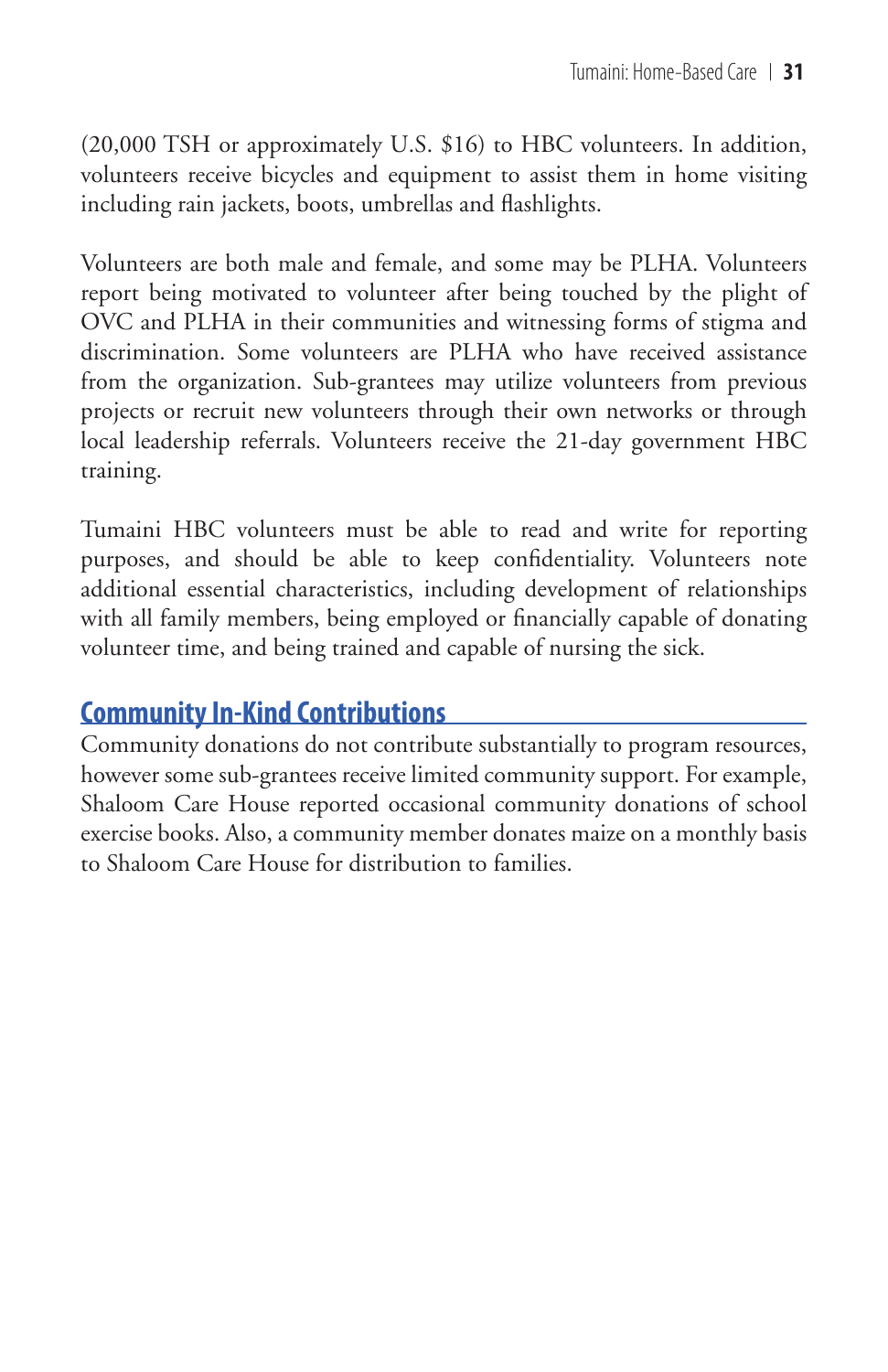(20,000 TSH or approximately U.S. $16) to HBC volunteers. In addition, volunteers receive bicycles and equipment to assist them in home visiting including rain jackets, boots, umbrellas and flashlights.

Volunteers are both male and female, and some may be PLHA. Volunteers report being motivated to volunteer after being touched by the plight of OVC and PLHA in their communities and witnessing forms of stigma and discrimination. Some volunteers are PLHA who have received assistance from the organization. Sub-grantees may utilize volunteers from previous projects or recruit new volunteers through their own networks or through local leadership referrals. Volunteers receive the 21-day government HBC training.

Tumaini HBC volunteers must be able to read and write for reporting purposes, and should be able to keep confidentiality. Volunteers note additional essential characteristics, including development of relationships with all family members, being employed or financially capable of donating volunteer time, and being trained and capable of nursing the sick.

## Community In-Kind Contributions

Community donations do not contribute substantially to program resources, however some sub-grantees receive limited community support. For example, Shaloom Care House reported occasional community donations of school exercise books. Also, a community member donates maize on a monthly basis to Shaloom Care House for distribution to families.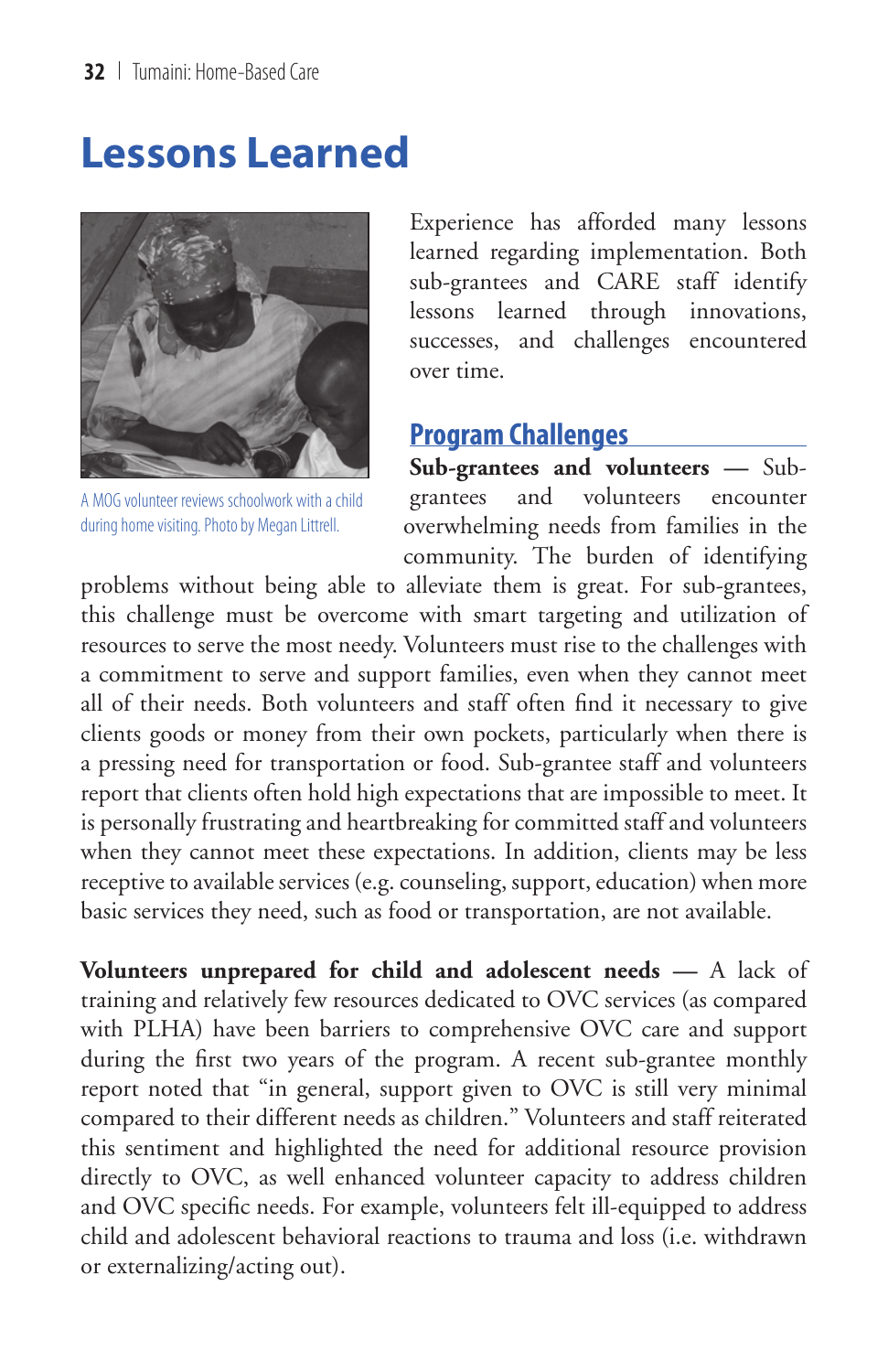# Lessons Learned

A MOG volunteer reviews schoolwork with a child during home visiting. Photo by Megan Littrell.

Experience has afforded many lessons learned regarding implementation. Both sub-grantees and CARE staff identify lessons learned through innovations, successes, and challenges encountered over time.

## Program Challenges

**Sub-grantees and volunteers** — Sub-grantees and volunteers encounter overwhelming needs from families in the community. The burden of identifying problems without being able to alleviate them is great. For sub-grantees, this challenge must be overcome with smart targeting and utilization of resources to serve the most needy. Volunteers must rise to the challenges with a commitment to serve and support families, even when they cannot meet all of their needs. Both volunteers and staff often find it necessary to give clients goods or money from their own pockets, particularly when there is a pressing need for transportation or food. Sub-grantee staff and volunteers report that clients often hold high expectations that are impossible to meet. It is personally frustrating and heartbreaking for committed staff and volunteers when they cannot meet these expectations. In addition, clients may be less receptive to available services (e.g. counseling, support, education) when more basic services they need, such as food or transportation, are not available.

**Volunteers unprepared for child and adolescent needs** — A lack of training and relatively few resources dedicated to OVC services (as compared with PLHA) have been barriers to comprehensive OVC care and support during the first two years of the program. A recent sub-grantee monthly report noted that "in general, support given to OVC is still very minimal compared to their different needs as children." Volunteers and staff reiterated this sentiment and highlighted the need for additional resource provision directly to OVC, as well enhanced volunteer capacity to address children and OVC specific needs. For example, volunteers felt ill-equipped to address child and adolescent behavioral reactions to trauma and loss (i.e. withdrawn or externalizing/acting out).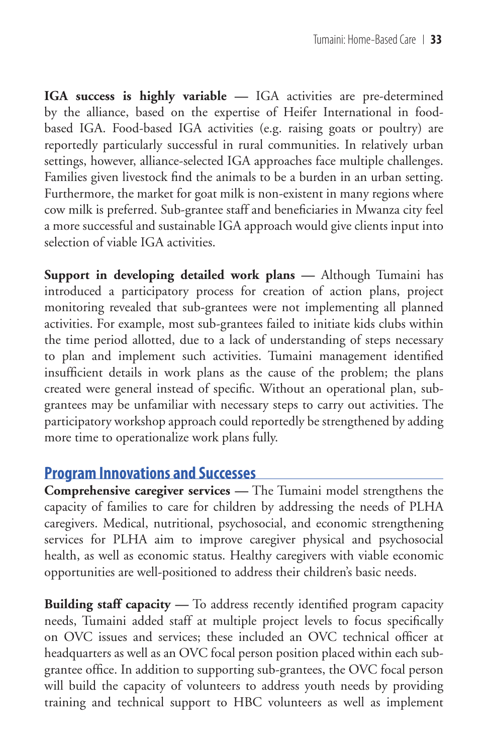**IGA success is highly variable** — IGA activities are pre-determined by the alliance, based on the expertise of Heifer International in food-based IGA. Food-based IGA activities (e.g. raising goats or poultry) are reportedly particularly successful in rural communities. In relatively urban settings, however, alliance-selected IGA approaches face multiple challenges. Families given livestock find the animals to be a burden in an urban setting. Furthermore, the market for goat milk is non-existent in many regions where cow milk is preferred. Sub-grantee staff and beneficiaries in Mwanza city feel a more successful and sustainable IGA approach would give clients input into selection of viable IGA activities.

**Support in developing detailed work plans** — Although Tumaini has introduced a participatory process for creation of action plans, project monitoring revealed that sub-grantees were not implementing all planned activities. For example, most sub-grantees failed to initiate kids clubs within the time period allotted, due to a lack of understanding of steps necessary to plan and implement such activities. Tumaini management identified insufficient details in work plans as the cause of the problem; the plans created were general instead of specific. Without an operational plan, sub-grantees may be unfamiliar with necessary steps to carry out activities. The participatory workshop approach could reportedly be strengthened by adding more time to operationalize work plans fully.

## Program Innovations and Successes

**Comprehensive caregiver services** — The Tumaini model strengthens the capacity of families to care for children by addressing the needs of PLHA caregivers. Medical, nutritional, psychosocial, and economic strengthening services for PLHA aim to improve caregiver physical and psychosocial health, as well as economic status. Healthy caregivers with viable economic opportunities are well-positioned to address their children's basic needs.

**Building staff capacity** — To address recently identified program capacity needs, Tumaini added staff at multiple project levels to focus specifically on OVC issues and services; these included an OVC technical officer at headquarters as well as an OVC focal person position placed within each sub-grantee office. In addition to supporting sub-grantees, the OVC focal person will build the capacity of volunteers to address youth needs by providing training and technical support to HBC volunteers as well as implement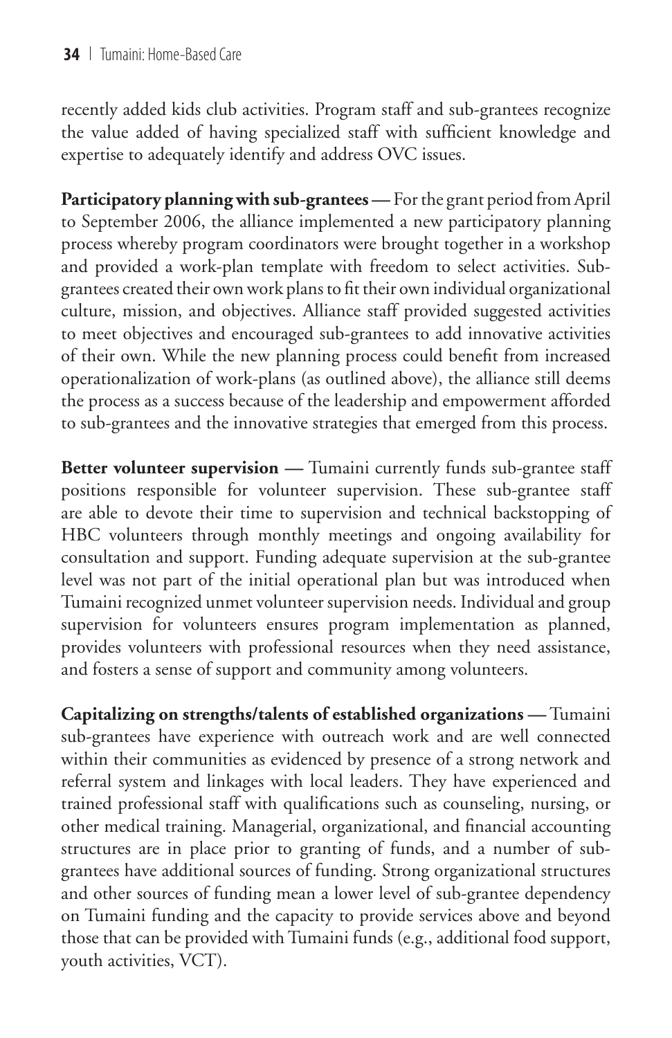recently added kids club activities. Program staff and sub-grantees recognize the value added of having specialized staff with sufficient knowledge and expertise to adequately identify and address OVC issues.

**Participatory planning with sub-grantees —** For the grant period from April to September 2006, the alliance implemented a new participatory planning process whereby program coordinators were brought together in a workshop and provided a work-plan template with freedom to select activities. Sub-grantees created their own work plans to fit their own individual organizational culture, mission, and objectives. Alliance staff provided suggested activities to meet objectives and encouraged sub-grantees to add innovative activities of their own. While the new planning process could benefit from increased operationalization of work-plans (as outlined above), the alliance still deems the process as a success because of the leadership and empowerment afforded to sub-grantees and the innovative strategies that emerged from this process.

**Better volunteer supervision —** Tumaini currently funds sub-grantee staff positions responsible for volunteer supervision. These sub-grantee staff are able to devote their time to supervision and technical backstopping of HBC volunteers through monthly meetings and ongoing availability for consultation and support. Funding adequate supervision at the sub-grantee level was not part of the initial operational plan but was introduced when Tumaini recognized unmet volunteer supervision needs. Individual and group supervision for volunteers ensures program implementation as planned, provides volunteers with professional resources when they need assistance, and fosters a sense of support and community among volunteers.

**Capitalizing on strengths/talents of established organizations —** Tumaini sub-grantees have experience with outreach work and are well connected within their communities as evidenced by presence of a strong network and referral system and linkages with local leaders. They have experienced and trained professional staff with qualifications such as counseling, nursing, or other medical training. Managerial, organizational, and financial accounting structures are in place prior to granting of funds, and a number of sub-grantees have additional sources of funding. Strong organizational structures and other sources of funding mean a lower level of sub-grantee dependency on Tumaini funding and the capacity to provide services above and beyond those that can be provided with Tumaini funds (e.g., additional food support, youth activities, VCT).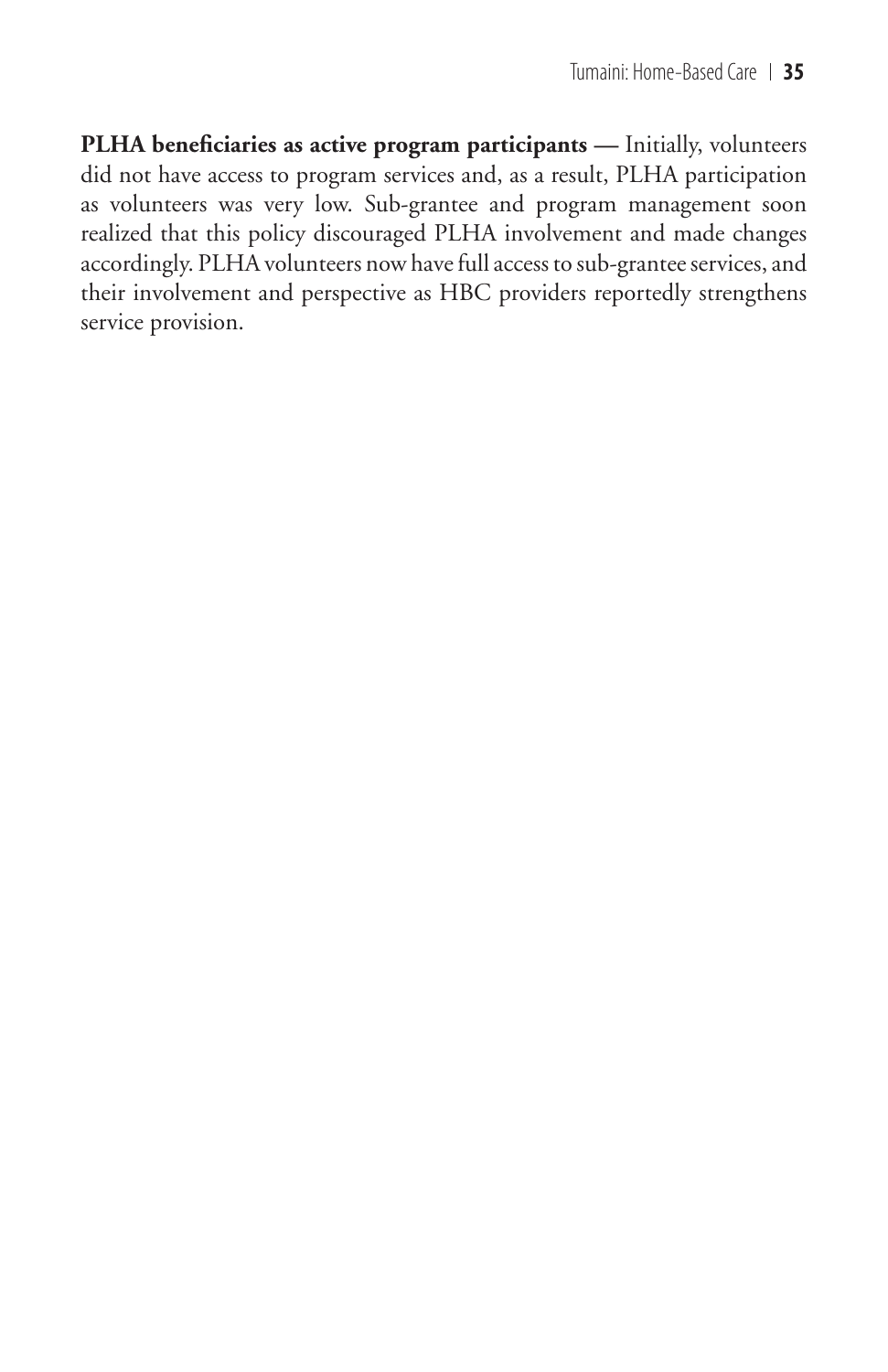**PLHA beneficiaries as active program participants —** Initially, volunteers did not have access to program services and, as a result, PLHA participation as volunteers was very low. Sub-grantee and program management soon realized that this policy discouraged PLHA involvement and made changes accordingly. PLHA volunteers now have full access to sub-grantee services, and their involvement and perspective as HBC providers reportedly strengthens service provision.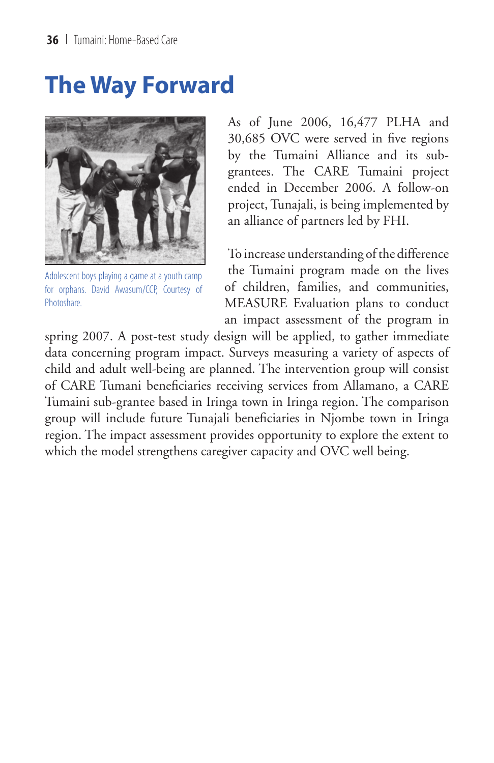# The Way Forward

Adolescent boys playing a game at a youth camp for orphans. David Awasum/CCP, Courtesy of Photoshare.

As of June 2006, 16,477 PLHA and 30,685 OVC were served in five regions by the Tumaini Alliance and its sub-grantees. The CARE Tumaini project ended in December 2006. A follow-on project, Tunajali, is being implemented by an alliance of partners led by FHI.

To increase understanding of the difference the Tumaini program made on the lives of children, families, and communities, MEASURE Evaluation plans to conduct an impact assessment of the program in spring 2007. A post-test study design will be applied, to gather immediate data concerning program impact. Surveys measuring a variety of aspects of child and adult well-being are planned. The intervention group will consist of CARE Tumani beneficiaries receiving services from Allamano, a CARE Tumaini sub-grantee based in Iringa town in Iringa region. The comparison group will include future Tunajali beneficiaries in Njombe town in Iringa region. The impact assessment provides opportunity to explore the extent to which the model strengthens caregiver capacity and OVC well being.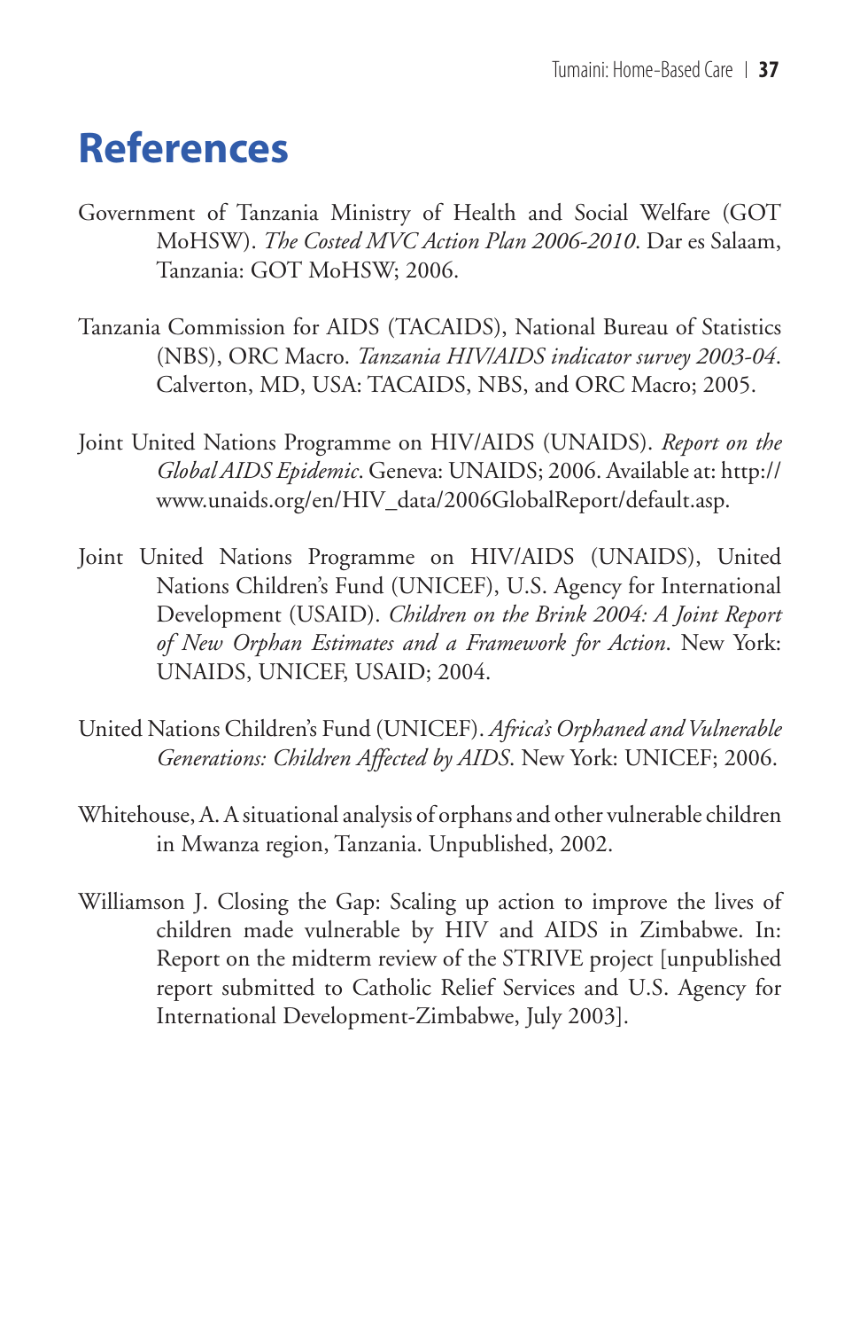# References

Government of Tanzania Ministry of Health and Social Welfare (GOT MoHSW). *The Costed MVC Action Plan 2006-2010*. Dar es Salaam, Tanzania: GOT MoHSW; 2006.

Tanzania Commission for AIDS (TACAIDS), National Bureau of Statistics (NBS), ORC Macro. *Tanzania HIV/AIDS indicator survey 2003-04*. Calverton, MD, USA: TACAIDS, NBS, and ORC Macro; 2005.

Joint United Nations Programme on HIV/AIDS (UNAIDS). *Report on the Global AIDS Epidemic*. Geneva: UNAIDS; 2006. Available at: http://www.unaids.org/en/HIV_data/2006GlobalReport/default.asp.

Joint United Nations Programme on HIV/AIDS (UNAIDS), United Nations Children's Fund (UNICEF), U.S. Agency for International Development (USAID). *Children on the Brink 2004: A Joint Report of New Orphan Estimates and a Framework for Action*. New York: UNAIDS, UNICEF, USAID; 2004.

United Nations Children's Fund (UNICEF). *Africa's Orphaned and Vulnerable Generations: Children Affected by AIDS*. New York: UNICEF; 2006.

Whitehouse, A. A situational analysis of orphans and other vulnerable children in Mwanza region, Tanzania. Unpublished, 2002.

Williamson J. Closing the Gap: Scaling up action to improve the lives of children made vulnerable by HIV and AIDS in Zimbabwe. In: Report on the midterm review of the STRIVE project [unpublished report submitted to Catholic Relief Services and U.S. Agency for International Development-Zimbabwe, July 2003].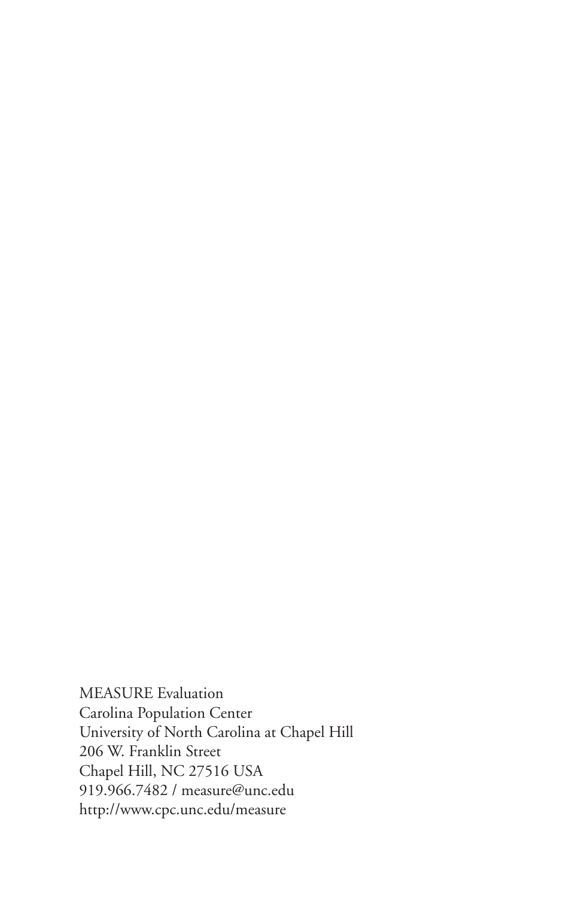MEASURE Evaluation
Carolina Population Center
University of North Carolina at Chapel Hill
206 W. Franklin Street
Chapel Hill, NC 27516 USA
919.966.7482 / measure@unc.edu
http://www.cpc.unc.edu/measure